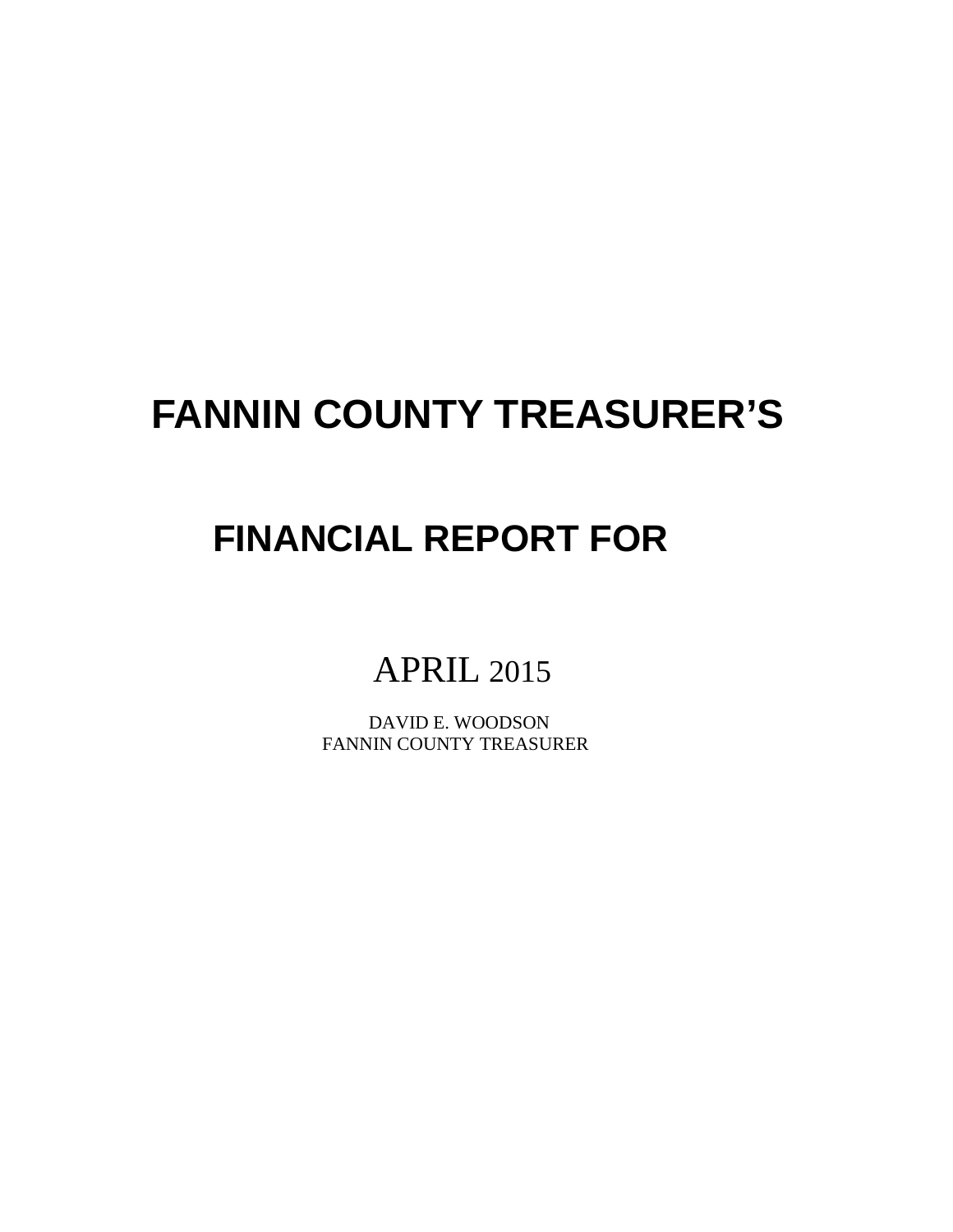# FANNIN COUNTY TREASURER'S

## FINANCIAL REPORT FOR

APRIL 2015

DAVID E. WOODSON
FANNIN COUNTY TREASURER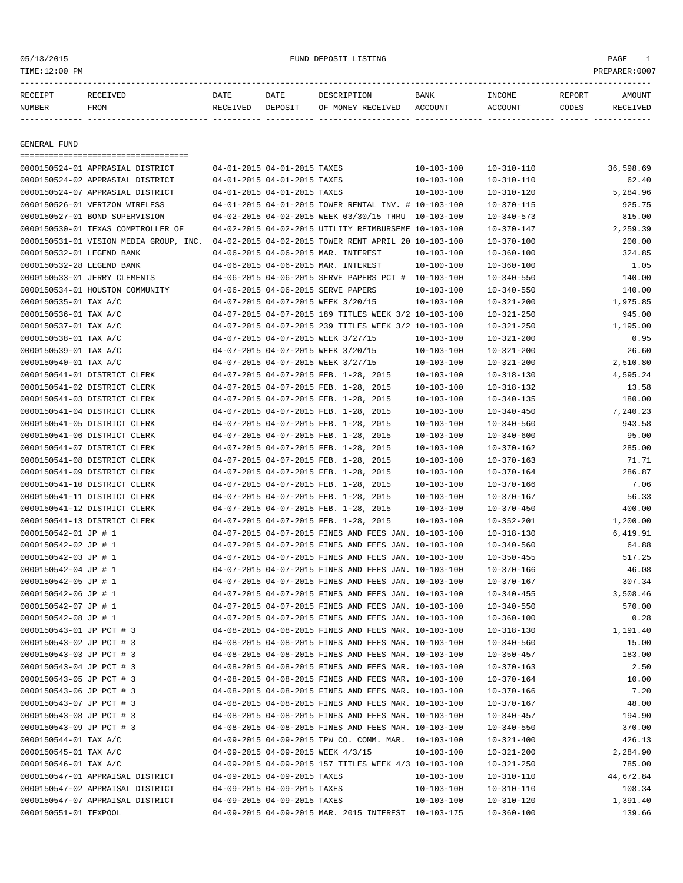## FUND DEPOSIT LISTING

| RECEIPT NUMBER | RECEIVED FROM | DATE RECEIVED | DATE DEPOSIT | DESCRIPTION OF MONEY RECEIVED | BANK ACCOUNT | INCOME ACCOUNT | REPORT CODES | AMOUNT RECEIVED |
|---|---|---|---|---|---|---|---|---|

### GENERAL FUND

| RECEIPT NUMBER | RECEIVED FROM | DATE RECEIVED | DATE DEPOSIT | DESCRIPTION OF MONEY RECEIVED | BANK ACCOUNT | INCOME ACCOUNT | REPORT CODES | AMOUNT RECEIVED |
|---|---|---|---|---|---|---|---|---|
| 0000150524-01 | APPRASIAL DISTRICT | 04-01-2015 | 04-01-2015 | TAXES | 10-103-100 | 10-310-110 | | 36,598.69 |
| 0000150524-02 | APPRASIAL DISTRICT | 04-01-2015 | 04-01-2015 | TAXES | 10-103-100 | 10-310-110 | | 62.40 |
| 0000150524-07 | APPRASIAL DISTRICT | 04-01-2015 | 04-01-2015 | TAXES | 10-103-100 | 10-310-120 | | 5,284.96 |
| 0000150526-01 | VERIZON WIRELESS | 04-01-2015 | 04-01-2015 | TOWER RENTAL INV. # | 10-103-100 | 10-370-115 | | 925.75 |
| 0000150527-01 | BOND SUPERVISION | 04-02-2015 | 04-02-2015 | WEEK 03/30/15 THRU | 10-103-100 | 10-340-573 | | 815.00 |
| 0000150530-01 | TEXAS COMPTROLLER OF | 04-02-2015 | 04-02-2015 | UTILITY REIMBURSEME | 10-103-100 | 10-370-147 | | 2,259.39 |
| 0000150531-01 | VISION MEDIA GROUP, INC. | 04-02-2015 | 04-02-2015 | TOWER RENT APRIL 20 | 10-103-100 | 10-370-100 | | 200.00 |
| 0000150532-01 | LEGEND BANK | 04-06-2015 | 04-06-2015 | MAR. INTEREST | 10-103-100 | 10-360-100 | | 324.85 |
| 0000150532-28 | LEGEND BANK | 04-06-2015 | 04-06-2015 | MAR. INTEREST | 10-100-100 | 10-360-100 | | 1.05 |
| 0000150533-01 | JERRY CLEMENTS | 04-06-2015 | 04-06-2015 | SERVE PAPERS PCT # | 10-103-100 | 10-340-550 | | 140.00 |
| 0000150534-01 | HOUSTON COMMUNITY | 04-06-2015 | 04-06-2015 | SERVE PAPERS | 10-103-100 | 10-340-550 | | 140.00 |
| 0000150535-01 | TAX A/C | 04-07-2015 | 04-07-2015 | WEEK 3/20/15 | 10-103-100 | 10-321-200 | | 1,975.85 |
| 0000150536-01 | TAX A/C | 04-07-2015 | 04-07-2015 | 189 TITLES WEEK 3/2 | 10-103-100 | 10-321-250 | | 945.00 |
| 0000150537-01 | TAX A/C | 04-07-2015 | 04-07-2015 | 239 TITLES WEEK 3/2 | 10-103-100 | 10-321-250 | | 1,195.00 |
| 0000150538-01 | TAX A/C | 04-07-2015 | 04-07-2015 | WEEK 3/27/15 | 10-103-100 | 10-321-200 | | 0.95 |
| 0000150539-01 | TAX A/C | 04-07-2015 | 04-07-2015 | WEEK 3/20/15 | 10-103-100 | 10-321-200 | | 26.60 |
| 0000150540-01 | TAX A/C | 04-07-2015 | 04-07-2015 | WEEK 3/27/15 | 10-103-100 | 10-321-200 | | 2,510.80 |
| 0000150541-01 | DISTRICT CLERK | 04-07-2015 | 04-07-2015 | FEB. 1-28, 2015 | 10-103-100 | 10-318-130 | | 4,595.24 |
| 0000150541-02 | DISTRICT CLERK | 04-07-2015 | 04-07-2015 | FEB. 1-28, 2015 | 10-103-100 | 10-318-132 | | 13.58 |
| 0000150541-03 | DISTRICT CLERK | 04-07-2015 | 04-07-2015 | FEB. 1-28, 2015 | 10-103-100 | 10-340-135 | | 180.00 |
| 0000150541-04 | DISTRICT CLERK | 04-07-2015 | 04-07-2015 | FEB. 1-28, 2015 | 10-103-100 | 10-340-450 | | 7,240.23 |
| 0000150541-05 | DISTRICT CLERK | 04-07-2015 | 04-07-2015 | FEB. 1-28, 2015 | 10-103-100 | 10-340-560 | | 943.58 |
| 0000150541-06 | DISTRICT CLERK | 04-07-2015 | 04-07-2015 | FEB. 1-28, 2015 | 10-103-100 | 10-340-600 | | 95.00 |
| 0000150541-07 | DISTRICT CLERK | 04-07-2015 | 04-07-2015 | FEB. 1-28, 2015 | 10-103-100 | 10-370-162 | | 285.00 |
| 0000150541-08 | DISTRICT CLERK | 04-07-2015 | 04-07-2015 | FEB. 1-28, 2015 | 10-103-100 | 10-370-163 | | 71.71 |
| 0000150541-09 | DISTRICT CLERK | 04-07-2015 | 04-07-2015 | FEB. 1-28, 2015 | 10-103-100 | 10-370-164 | | 286.87 |
| 0000150541-10 | DISTRICT CLERK | 04-07-2015 | 04-07-2015 | FEB. 1-28, 2015 | 10-103-100 | 10-370-166 | | 7.06 |
| 0000150541-11 | DISTRICT CLERK | 04-07-2015 | 04-07-2015 | FEB. 1-28, 2015 | 10-103-100 | 10-370-167 | | 56.33 |
| 0000150541-12 | DISTRICT CLERK | 04-07-2015 | 04-07-2015 | FEB. 1-28, 2015 | 10-103-100 | 10-370-450 | | 400.00 |
| 0000150541-13 | DISTRICT CLERK | 04-07-2015 | 04-07-2015 | FEB. 1-28, 2015 | 10-103-100 | 10-352-201 | | 1,200.00 |
| 0000150542-01 | JP # 1 | 04-07-2015 | 04-07-2015 | FINES AND FEES JAN. | 10-103-100 | 10-318-130 | | 6,419.91 |
| 0000150542-02 | JP # 1 | 04-07-2015 | 04-07-2015 | FINES AND FEES JAN. | 10-103-100 | 10-340-560 | | 64.88 |
| 0000150542-03 | JP # 1 | 04-07-2015 | 04-07-2015 | FINES AND FEES JAN. | 10-103-100 | 10-350-455 | | 517.25 |
| 0000150542-04 | JP # 1 | 04-07-2015 | 04-07-2015 | FINES AND FEES JAN. | 10-103-100 | 10-370-166 | | 46.08 |
| 0000150542-05 | JP # 1 | 04-07-2015 | 04-07-2015 | FINES AND FEES JAN. | 10-103-100 | 10-370-167 | | 307.34 |
| 0000150542-06 | JP # 1 | 04-07-2015 | 04-07-2015 | FINES AND FEES JAN. | 10-103-100 | 10-340-455 | | 3,508.46 |
| 0000150542-07 | JP # 1 | 04-07-2015 | 04-07-2015 | FINES AND FEES JAN. | 10-103-100 | 10-340-550 | | 570.00 |
| 0000150542-08 | JP # 1 | 04-07-2015 | 04-07-2015 | FINES AND FEES JAN. | 10-103-100 | 10-360-100 | | 0.28 |
| 0000150543-01 | JP PCT # 3 | 04-08-2015 | 04-08-2015 | FINES AND FEES MAR. | 10-103-100 | 10-318-130 | | 1,191.40 |
| 0000150543-02 | JP PCT # 3 | 04-08-2015 | 04-08-2015 | FINES AND FEES MAR. | 10-103-100 | 10-340-560 | | 15.00 |
| 0000150543-03 | JP PCT # 3 | 04-08-2015 | 04-08-2015 | FINES AND FEES MAR. | 10-103-100 | 10-350-457 | | 183.00 |
| 0000150543-04 | JP PCT # 3 | 04-08-2015 | 04-08-2015 | FINES AND FEES MAR. | 10-103-100 | 10-370-163 | | 2.50 |
| 0000150543-05 | JP PCT # 3 | 04-08-2015 | 04-08-2015 | FINES AND FEES MAR. | 10-103-100 | 10-370-164 | | 10.00 |
| 0000150543-06 | JP PCT # 3 | 04-08-2015 | 04-08-2015 | FINES AND FEES MAR. | 10-103-100 | 10-370-166 | | 7.20 |
| 0000150543-07 | JP PCT # 3 | 04-08-2015 | 04-08-2015 | FINES AND FEES MAR. | 10-103-100 | 10-370-167 | | 48.00 |
| 0000150543-08 | JP PCT # 3 | 04-08-2015 | 04-08-2015 | FINES AND FEES MAR. | 10-103-100 | 10-340-457 | | 194.90 |
| 0000150543-09 | JP PCT # 3 | 04-08-2015 | 04-08-2015 | FINES AND FEES MAR. | 10-103-100 | 10-340-550 | | 370.00 |
| 0000150544-01 | TAX A/C | 04-09-2015 | 04-09-2015 | TPW CO. COMM. MAR. | 10-103-100 | 10-321-400 | | 426.13 |
| 0000150545-01 | TAX A/C | 04-09-2015 | 04-09-2015 | WEEK 4/3/15 | 10-103-100 | 10-321-200 | | 2,284.90 |
| 0000150546-01 | TAX A/C | 04-09-2015 | 04-09-2015 | 157 TITLES WEEK 4/3 | 10-103-100 | 10-321-250 | | 785.00 |
| 0000150547-01 | APPRAISAL DISTRICT | 04-09-2015 | 04-09-2015 | TAXES | 10-103-100 | 10-310-110 | | 44,672.84 |
| 0000150547-02 | APPRAISAL DISTRICT | 04-09-2015 | 04-09-2015 | TAXES | 10-103-100 | 10-310-110 | | 108.34 |
| 0000150547-07 | APPRAISAL DISTRICT | 04-09-2015 | 04-09-2015 | TAXES | 10-103-100 | 10-310-120 | | 1,391.40 |
| 0000150551-01 | TEXPOOL | 04-09-2015 | 04-09-2015 | MAR. 2015 INTEREST | 10-103-175 | 10-360-100 | | 139.66 |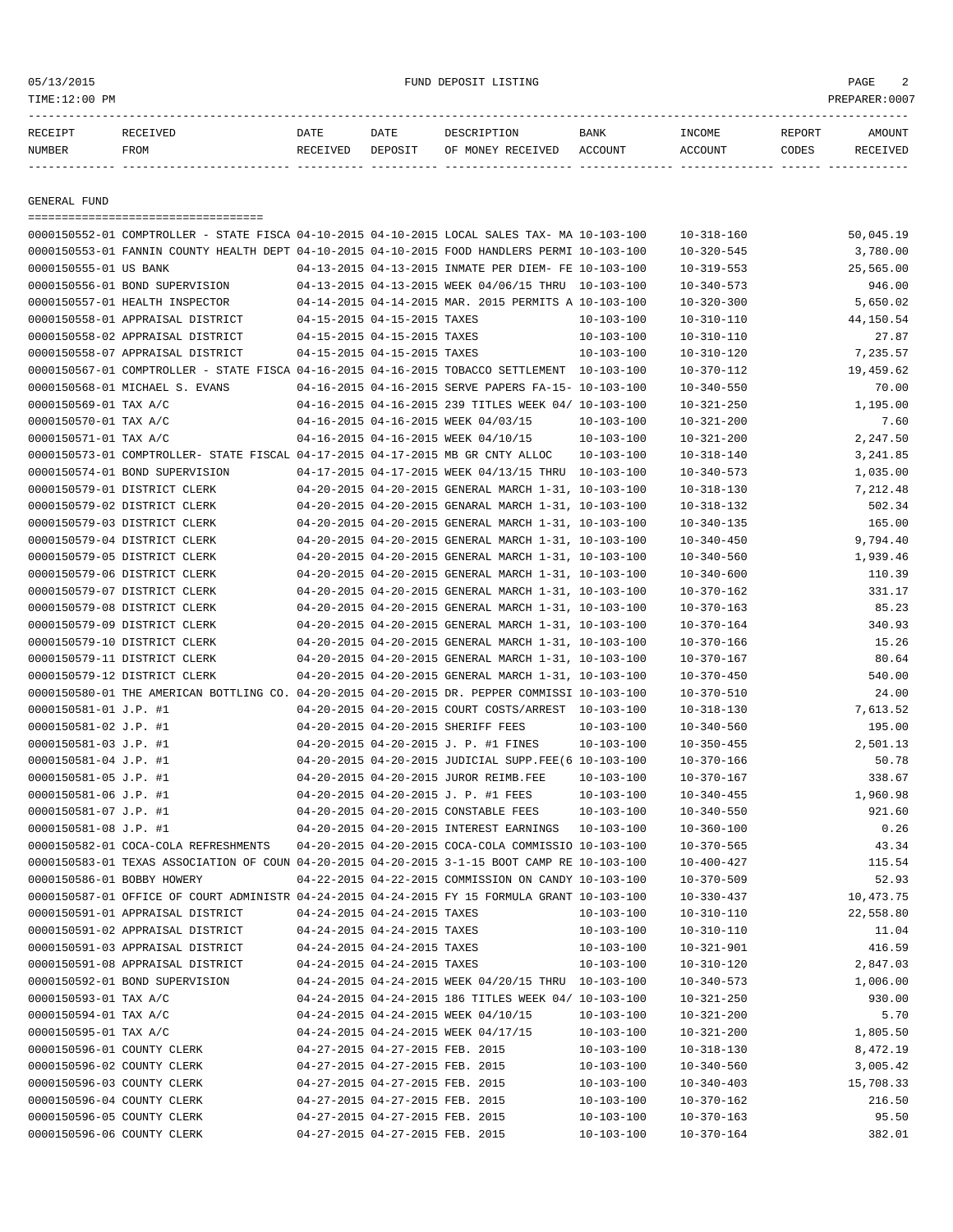05/13/2015 FUND DEPOSIT LISTING

TIME:12:00 PM PREPARER:0007

## GENERAL FUND

| RECEIPT NUMBER | RECEIVED FROM | DATE RECEIVED | DATE DEPOSIT | DESCRIPTION OF MONEY RECEIVED | BANK ACCOUNT | INCOME ACCOUNT | REPORT CODES | AMOUNT RECEIVED |
|---|---|---|---|---|---|---|---|---|
| 0000150552-01 | COMPTROLLER - STATE FISCA | 04-10-2015 | 04-10-2015 | LOCAL SALES TAX- MA | 10-103-100 | 10-318-160 | | 50,045.19 |
| 0000150553-01 | FANNIN COUNTY HEALTH DEPT | 04-10-2015 | 04-10-2015 | FOOD HANDLERS PERMI | 10-103-100 | 10-320-545 | | 3,780.00 |
| 0000150555-01 | US BANK | 04-13-2015 | 04-13-2015 | INMATE PER DIEM- FE | 10-103-100 | 10-319-553 | | 25,565.00 |
| 0000150556-01 | BOND SUPERVISION | 04-13-2015 | 04-13-2015 | WEEK 04/06/15 THRU | 10-103-100 | 10-340-573 | | 946.00 |
| 0000150557-01 | HEALTH INSPECTOR | 04-14-2015 | 04-14-2015 | MAR. 2015 PERMITS A | 10-103-100 | 10-320-300 | | 5,650.02 |
| 0000150558-01 | APPRAISAL DISTRICT | 04-15-2015 | 04-15-2015 | TAXES | 10-103-100 | 10-310-110 | | 44,150.54 |
| 0000150558-02 | APPRAISAL DISTRICT | 04-15-2015 | 04-15-2015 | TAXES | 10-103-100 | 10-310-110 | | 27.87 |
| 0000150558-07 | APPRAISAL DISTRICT | 04-15-2015 | 04-15-2015 | TAXES | 10-103-100 | 10-310-120 | | 7,235.57 |
| 0000150567-01 | COMPTROLLER - STATE FISCA | 04-16-2015 | 04-16-2015 | TOBACCO SETTLEMENT | 10-103-100 | 10-370-112 | | 19,459.62 |
| 0000150568-01 | MICHAEL S. EVANS | 04-16-2015 | 04-16-2015 | SERVE PAPERS FA-15- | 10-103-100 | 10-340-550 | | 70.00 |
| 0000150569-01 | TAX A/C | 04-16-2015 | 04-16-2015 | 239 TITLES WEEK 04/ | 10-103-100 | 10-321-250 | | 1,195.00 |
| 0000150570-01 | TAX A/C | 04-16-2015 | 04-16-2015 | WEEK 04/03/15 | 10-103-100 | 10-321-200 | | 7.60 |
| 0000150571-01 | TAX A/C | 04-16-2015 | 04-16-2015 | WEEK 04/10/15 | 10-103-100 | 10-321-200 | | 2,247.50 |
| 0000150573-01 | COMPTROLLER- STATE FISCAL | 04-17-2015 | 04-17-2015 | MB GR CNTY ALLOC | 10-103-100 | 10-318-140 | | 3,241.85 |
| 0000150574-01 | BOND SUPERVISION | 04-17-2015 | 04-17-2015 | WEEK 04/13/15 THRU | 10-103-100 | 10-340-573 | | 1,035.00 |
| 0000150579-01 | DISTRICT CLERK | 04-20-2015 | 04-20-2015 | GENERAL MARCH 1-31, | 10-103-100 | 10-318-130 | | 7,212.48 |
| 0000150579-02 | DISTRICT CLERK | 04-20-2015 | 04-20-2015 | GENARAL MARCH 1-31, | 10-103-100 | 10-318-132 | | 502.34 |
| 0000150579-03 | DISTRICT CLERK | 04-20-2015 | 04-20-2015 | GENERAL MARCH 1-31, | 10-103-100 | 10-340-135 | | 165.00 |
| 0000150579-04 | DISTRICT CLERK | 04-20-2015 | 04-20-2015 | GENERAL MARCH 1-31, | 10-103-100 | 10-340-450 | | 9,794.40 |
| 0000150579-05 | DISTRICT CLERK | 04-20-2015 | 04-20-2015 | GENERAL MARCH 1-31, | 10-103-100 | 10-340-560 | | 1,939.46 |
| 0000150579-06 | DISTRICT CLERK | 04-20-2015 | 04-20-2015 | GENERAL MARCH 1-31, | 10-103-100 | 10-340-600 | | 110.39 |
| 0000150579-07 | DISTRICT CLERK | 04-20-2015 | 04-20-2015 | GENERAL MARCH 1-31, | 10-103-100 | 10-370-162 | | 331.17 |
| 0000150579-08 | DISTRICT CLERK | 04-20-2015 | 04-20-2015 | GENERAL MARCH 1-31, | 10-103-100 | 10-370-163 | | 85.23 |
| 0000150579-09 | DISTRICT CLERK | 04-20-2015 | 04-20-2015 | GENERAL MARCH 1-31, | 10-103-100 | 10-370-164 | | 340.93 |
| 0000150579-10 | DISTRICT CLERK | 04-20-2015 | 04-20-2015 | GENERAL MARCH 1-31, | 10-103-100 | 10-370-166 | | 15.26 |
| 0000150579-11 | DISTRICT CLERK | 04-20-2015 | 04-20-2015 | GENERAL MARCH 1-31, | 10-103-100 | 10-370-167 | | 80.64 |
| 0000150579-12 | DISTRICT CLERK | 04-20-2015 | 04-20-2015 | GENERAL MARCH 1-31, | 10-103-100 | 10-370-450 | | 540.00 |
| 0000150580-01 | THE AMERICAN BOTTLING CO. | 04-20-2015 | 04-20-2015 | DR. PEPPER COMMISSI | 10-103-100 | 10-370-510 | | 24.00 |
| 0000150581-01 | J.P. #1 | 04-20-2015 | 04-20-2015 | COURT COSTS/ARREST | 10-103-100 | 10-318-130 | | 7,613.52 |
| 0000150581-02 | J.P. #1 | 04-20-2015 | 04-20-2015 | SHERIFF FEES | 10-103-100 | 10-340-560 | | 195.00 |
| 0000150581-03 | J.P. #1 | 04-20-2015 | 04-20-2015 | J. P. #1 FINES | 10-103-100 | 10-350-455 | | 2,501.13 |
| 0000150581-04 | J.P. #1 | 04-20-2015 | 04-20-2015 | JUDICIAL SUPP.FEE(6 | 10-103-100 | 10-370-166 | | 50.78 |
| 0000150581-05 | J.P. #1 | 04-20-2015 | 04-20-2015 | JUROR REIMB.FEE | 10-103-100 | 10-370-167 | | 338.67 |
| 0000150581-06 | J.P. #1 | 04-20-2015 | 04-20-2015 | J. P. #1 FEES | 10-103-100 | 10-340-455 | | 1,960.98 |
| 0000150581-07 | J.P. #1 | 04-20-2015 | 04-20-2015 | CONSTABLE FEES | 10-103-100 | 10-340-550 | | 921.60 |
| 0000150581-08 | J.P. #1 | 04-20-2015 | 04-20-2015 | INTEREST EARNINGS | 10-103-100 | 10-360-100 | | 0.26 |
| 0000150582-01 | COCA-COLA REFRESHMENTS | 04-20-2015 | 04-20-2015 | COCA-COLA COMMISSIO | 10-103-100 | 10-370-565 | | 43.34 |
| 0000150583-01 | TEXAS ASSOCIATION OF COUN | 04-20-2015 | 04-20-2015 | 3-1-15 BOOT CAMP RE | 10-103-100 | 10-400-427 | | 115.54 |
| 0000150586-01 | BOBBY HOWERY | 04-22-2015 | 04-22-2015 | COMMISSION ON CANDY | 10-103-100 | 10-370-509 | | 52.93 |
| 0000150587-01 | OFFICE OF COURT ADMINISTR | 04-24-2015 | 04-24-2015 | FY 15 FORMULA GRANT | 10-103-100 | 10-330-437 | | 10,473.75 |
| 0000150591-01 | APPRAISAL DISTRICT | 04-24-2015 | 04-24-2015 | TAXES | 10-103-100 | 10-310-110 | | 22,558.80 |
| 0000150591-02 | APPRAISAL DISTRICT | 04-24-2015 | 04-24-2015 | TAXES | 10-103-100 | 10-310-110 | | 11.04 |
| 0000150591-03 | APPRAISAL DISTRICT | 04-24-2015 | 04-24-2015 | TAXES | 10-103-100 | 10-321-901 | | 416.59 |
| 0000150591-08 | APPRAISAL DISTRICT | 04-24-2015 | 04-24-2015 | TAXES | 10-103-100 | 10-310-120 | | 2,847.03 |
| 0000150592-01 | BOND SUPERVISION | 04-24-2015 | 04-24-2015 | WEEK 04/20/15 THRU | 10-103-100 | 10-340-573 | | 1,006.00 |
| 0000150593-01 | TAX A/C | 04-24-2015 | 04-24-2015 | 186 TITLES WEEK 04/ | 10-103-100 | 10-321-250 | | 930.00 |
| 0000150594-01 | TAX A/C | 04-24-2015 | 04-24-2015 | WEEK 04/10/15 | 10-103-100 | 10-321-200 | | 5.70 |
| 0000150595-01 | TAX A/C | 04-24-2015 | 04-24-2015 | WEEK 04/17/15 | 10-103-100 | 10-321-200 | | 1,805.50 |
| 0000150596-01 | COUNTY CLERK | 04-27-2015 | 04-27-2015 | FEB. 2015 | 10-103-100 | 10-318-130 | | 8,472.19 |
| 0000150596-02 | COUNTY CLERK | 04-27-2015 | 04-27-2015 | FEB. 2015 | 10-103-100 | 10-340-560 | | 3,005.42 |
| 0000150596-03 | COUNTY CLERK | 04-27-2015 | 04-27-2015 | FEB. 2015 | 10-103-100 | 10-340-403 | | 15,708.33 |
| 0000150596-04 | COUNTY CLERK | 04-27-2015 | 04-27-2015 | FEB. 2015 | 10-103-100 | 10-370-162 | | 216.50 |
| 0000150596-05 | COUNTY CLERK | 04-27-2015 | 04-27-2015 | FEB. 2015 | 10-103-100 | 10-370-163 | | 95.50 |
| 0000150596-06 | COUNTY CLERK | 04-27-2015 | 04-27-2015 | FEB. 2015 | 10-103-100 | 10-370-164 | | 382.01 |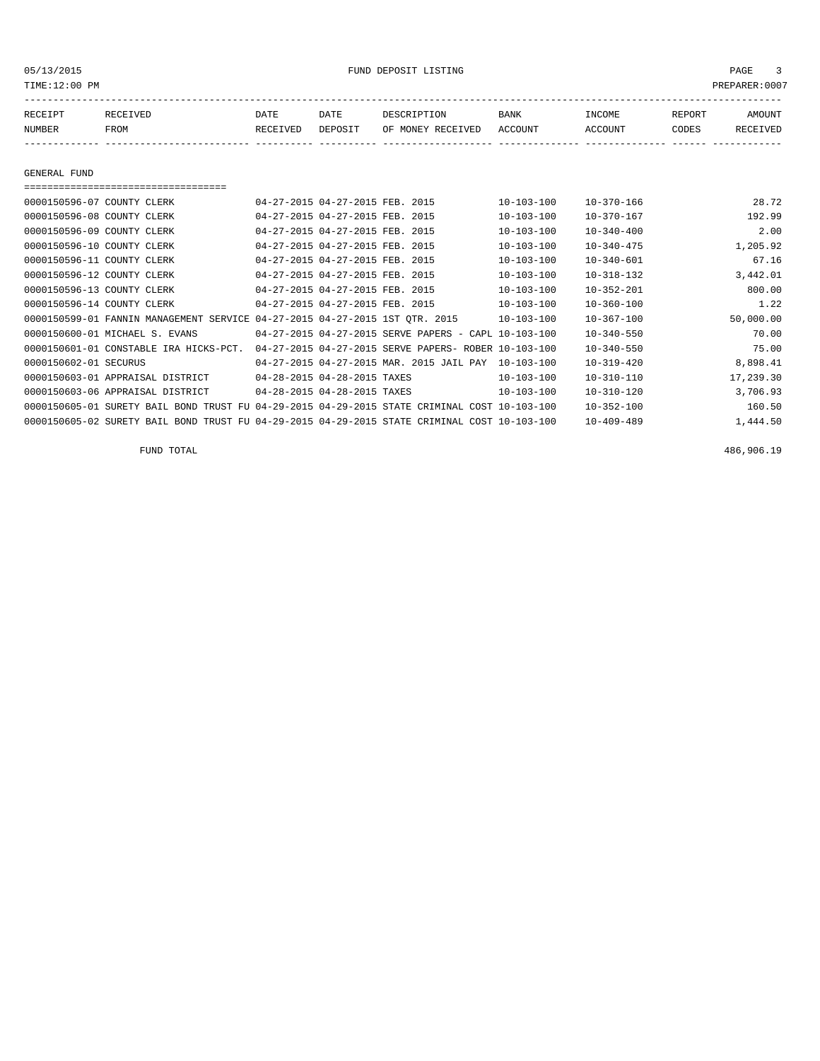05/13/2015 FUND DEPOSIT LISTING
TIME:12:00 PM PREPARER:0007

| RECEIPT NUMBER | RECEIVED FROM | DATE RECEIVED | DATE DEPOSIT | DESCRIPTION OF MONEY RECEIVED | BANK ACCOUNT | INCOME ACCOUNT | REPORT CODES | AMOUNT RECEIVED |
|---|---|---|---|---|---|---|---|---|
| **GENERAL FUND** | | | | | | | | |
| 0000150596-07 | COUNTY CLERK | 04-27-2015 | 04-27-2015 | FEB. 2015 | 10-103-100 | 10-370-166 | | 28.72 |
| 0000150596-08 | COUNTY CLERK | 04-27-2015 | 04-27-2015 | FEB. 2015 | 10-103-100 | 10-370-167 | | 192.99 |
| 0000150596-09 | COUNTY CLERK | 04-27-2015 | 04-27-2015 | FEB. 2015 | 10-103-100 | 10-340-400 | | 2.00 |
| 0000150596-10 | COUNTY CLERK | 04-27-2015 | 04-27-2015 | FEB. 2015 | 10-103-100 | 10-340-475 | | 1,205.92 |
| 0000150596-11 | COUNTY CLERK | 04-27-2015 | 04-27-2015 | FEB. 2015 | 10-103-100 | 10-340-601 | | 67.16 |
| 0000150596-12 | COUNTY CLERK | 04-27-2015 | 04-27-2015 | FEB. 2015 | 10-103-100 | 10-318-132 | | 3,442.01 |
| 0000150596-13 | COUNTY CLERK | 04-27-2015 | 04-27-2015 | FEB. 2015 | 10-103-100 | 10-352-201 | | 800.00 |
| 0000150596-14 | COUNTY CLERK | 04-27-2015 | 04-27-2015 | FEB. 2015 | 10-103-100 | 10-360-100 | | 1.22 |
| 0000150599-01 | FANNIN MANAGEMENT SERVICE | 04-27-2015 | 04-27-2015 | 1ST QTR. 2015 | 10-103-100 | 10-367-100 | | 50,000.00 |
| 0000150600-01 | MICHAEL S. EVANS | 04-27-2015 | 04-27-2015 | SERVE PAPERS - CAPL | 10-103-100 | 10-340-550 | | 70.00 |
| 0000150601-01 | CONSTABLE IRA HICKS-PCT. | 04-27-2015 | 04-27-2015 | SERVE PAPERS- ROBER | 10-103-100 | 10-340-550 | | 75.00 |
| 0000150602-01 | SECURUS | 04-27-2015 | 04-27-2015 | MAR. 2015 JAIL PAY | 10-103-100 | 10-319-420 | | 8,898.41 |
| 0000150603-01 | APPRAISAL DISTRICT | 04-28-2015 | 04-28-2015 | TAXES | 10-103-100 | 10-310-110 | | 17,239.30 |
| 0000150603-06 | APPRAISAL DISTRICT | 04-28-2015 | 04-28-2015 | TAXES | 10-103-100 | 10-310-120 | | 3,706.93 |
| 0000150605-01 | SURETY BAIL BOND TRUST FU | 04-29-2015 | 04-29-2015 | STATE CRIMINAL COST | 10-103-100 | 10-352-100 | | 160.50 |
| 0000150605-02 | SURETY BAIL BOND TRUST FU | 04-29-2015 | 04-29-2015 | STATE CRIMINAL COST | 10-103-100 | 10-409-489 | | 1,444.50 |
| | FUND TOTAL | | | | | | | 486,906.19 |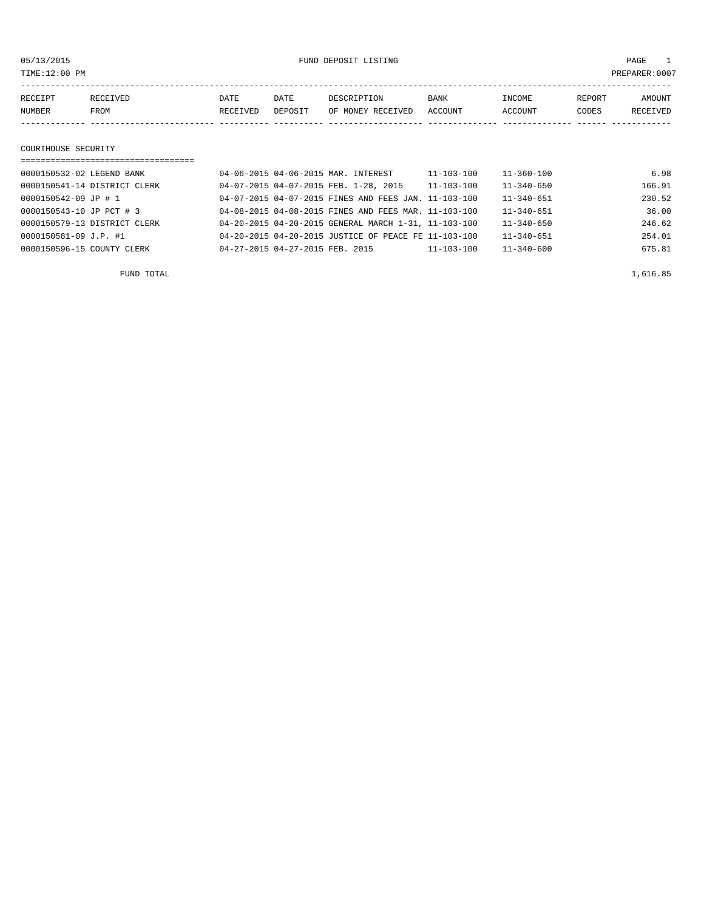FUND DEPOSIT LISTING

TIME:12:00 PM PREPARER:0007

05/13/2015

| RECEIPT NUMBER | RECEIVED FROM | DATE RECEIVED | DATE DEPOSIT | DESCRIPTION OF MONEY RECEIVED | BANK ACCOUNT | INCOME ACCOUNT | REPORT CODES | AMOUNT RECEIVED |
|---|---|---|---|---|---|---|---|---|
| **COURTHOUSE SECURITY** | | | | | | | | |
| 0000150532-02 | LEGEND BANK | 04-06-2015 | 04-06-2015 | MAR. INTEREST | 11-103-100 | 11-360-100 | | 6.98 |
| 0000150541-14 | DISTRICT CLERK | 04-07-2015 | 04-07-2015 | FEB. 1-28, 2015 | 11-103-100 | 11-340-650 | | 166.91 |
| 0000150542-09 | JP # 1 | 04-07-2015 | 04-07-2015 | FINES AND FEES JAN. | 11-103-100 | 11-340-651 | | 230.52 |
| 0000150543-10 | JP PCT # 3 | 04-08-2015 | 04-08-2015 | FINES AND FEES MAR. | 11-103-100 | 11-340-651 | | 36.00 |
| 0000150579-13 | DISTRICT CLERK | 04-20-2015 | 04-20-2015 | GENERAL MARCH 1-31, | 11-103-100 | 11-340-650 | | 246.62 |
| 0000150581-09 | J.P. #1 | 04-20-2015 | 04-20-2015 | JUSTICE OF PEACE FE | 11-103-100 | 11-340-651 | | 254.01 |
| 0000150596-15 | COUNTY CLERK | 04-27-2015 | 04-27-2015 | FEB. 2015 | 11-103-100 | 11-340-600 | | 675.81 |
| | FUND TOTAL | | | | | | | 1,616.85 |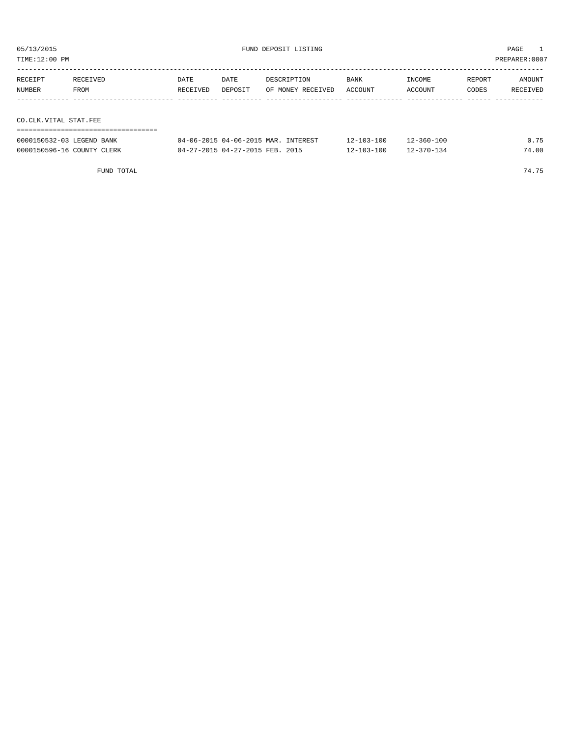05/13/2015 FUND DEPOSIT LISTING

TIME:12:00 PM PREPARER:0007

| RECEIPT NUMBER | RECEIVED FROM | DATE RECEIVED | DATE DEPOSIT | DESCRIPTION OF MONEY RECEIVED | BANK ACCOUNT | INCOME ACCOUNT | REPORT CODES | AMOUNT RECEIVED |
|---|---|---|---|---|---|---|---|---|

## CO.CLK.VITAL STAT.FEE

| RECEIPT NUMBER | RECEIVED FROM | DATE RECEIVED | DATE DEPOSIT | DESCRIPTION OF MONEY RECEIVED | BANK ACCOUNT | INCOME ACCOUNT | REPORT CODES | AMOUNT RECEIVED |
|---|---|---|---|---|---|---|---|---|
| 0000150532-03 | LEGEND BANK | 04-06-2015 | 04-06-2015 | MAR. INTEREST | 12-103-100 | 12-360-100 | | 0.75 |
| 0000150596-16 | COUNTY CLERK | 04-27-2015 | 04-27-2015 | FEB. 2015 | 12-103-100 | 12-370-134 | | 74.00 |
| | FUND TOTAL | | | | | | | 74.75 |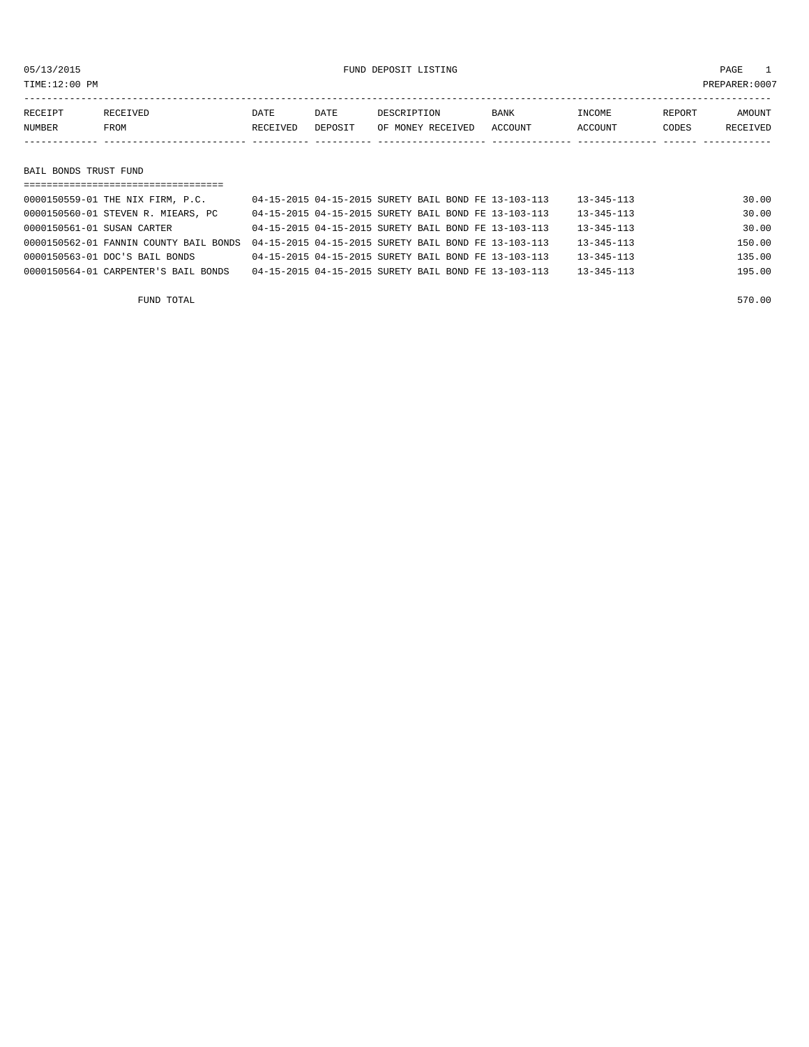05/13/2015 FUND DEPOSIT LISTING

TIME:12:00 PM PREPARER:0007

| RECEIPT NUMBER | RECEIVED FROM | DATE RECEIVED | DATE DEPOSIT | DESCRIPTION OF MONEY RECEIVED | BANK ACCOUNT | INCOME ACCOUNT | REPORT CODES | AMOUNT RECEIVED |
|---|---|---|---|---|---|---|---|---|

## BAIL BONDS TRUST FUND

| RECEIPT NUMBER | RECEIVED FROM | DATE RECEIVED | DATE DEPOSIT | DESCRIPTION OF MONEY RECEIVED | BANK ACCOUNT | INCOME ACCOUNT | REPORT CODES | AMOUNT RECEIVED |
|---|---|---|---|---|---|---|---|---|
| 0000150559-01 | THE NIX FIRM, P.C. | 04-15-2015 | 04-15-2015 | SURETY BAIL BOND FE | 13-103-113 | 13-345-113 | | 30.00 |
| 0000150560-01 | STEVEN R. MIEARS, PC | 04-15-2015 | 04-15-2015 | SURETY BAIL BOND FE | 13-103-113 | 13-345-113 | | 30.00 |
| 0000150561-01 | SUSAN CARTER | 04-15-2015 | 04-15-2015 | SURETY BAIL BOND FE | 13-103-113 | 13-345-113 | | 30.00 |
| 0000150562-01 | FANNIN COUNTY BAIL BONDS | 04-15-2015 | 04-15-2015 | SURETY BAIL BOND FE | 13-103-113 | 13-345-113 | | 150.00 |
| 0000150563-01 | DOC'S BAIL BONDS | 04-15-2015 | 04-15-2015 | SURETY BAIL BOND FE | 13-103-113 | 13-345-113 | | 135.00 |
| 0000150564-01 | CARPENTER'S BAIL BONDS | 04-15-2015 | 04-15-2015 | SURETY BAIL BOND FE | 13-103-113 | 13-345-113 | | 195.00 |
| | FUND TOTAL | | | | | | | 570.00 |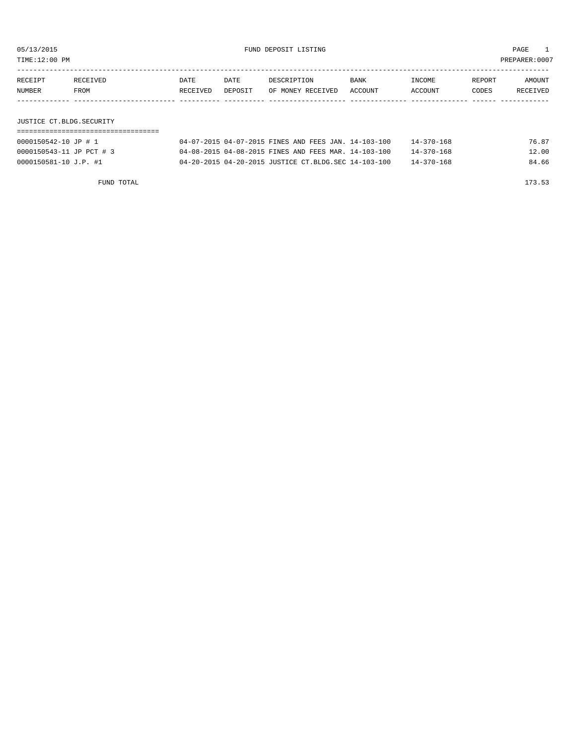05/13/2015 FUND DEPOSIT LISTING

TIME:12:00 PM PREPARER:0007

| RECEIPT NUMBER | RECEIVED FROM | DATE RECEIVED | DATE DEPOSIT | DESCRIPTION OF MONEY RECEIVED | BANK ACCOUNT | INCOME ACCOUNT | REPORT CODES | AMOUNT RECEIVED |
|---|---|---|---|---|---|---|---|---|
| **JUSTICE CT.BLDG.SECURITY** | | | | | | | | |
| 0000150542-10 | JP # 1 | 04-07-2015 | 04-07-2015 | FINES AND FEES JAN. | 14-103-100 | 14-370-168 | | 76.87 |
| 0000150543-11 | JP PCT # 3 | 04-08-2015 | 04-08-2015 | FINES AND FEES MAR. | 14-103-100 | 14-370-168 | | 12.00 |
| 0000150581-10 | J.P. #1 | 04-20-2015 | 04-20-2015 | JUSTICE CT.BLDG.SEC | 14-103-100 | 14-370-168 | | 84.66 |
| | FUND TOTAL | | | | | | | 173.53 |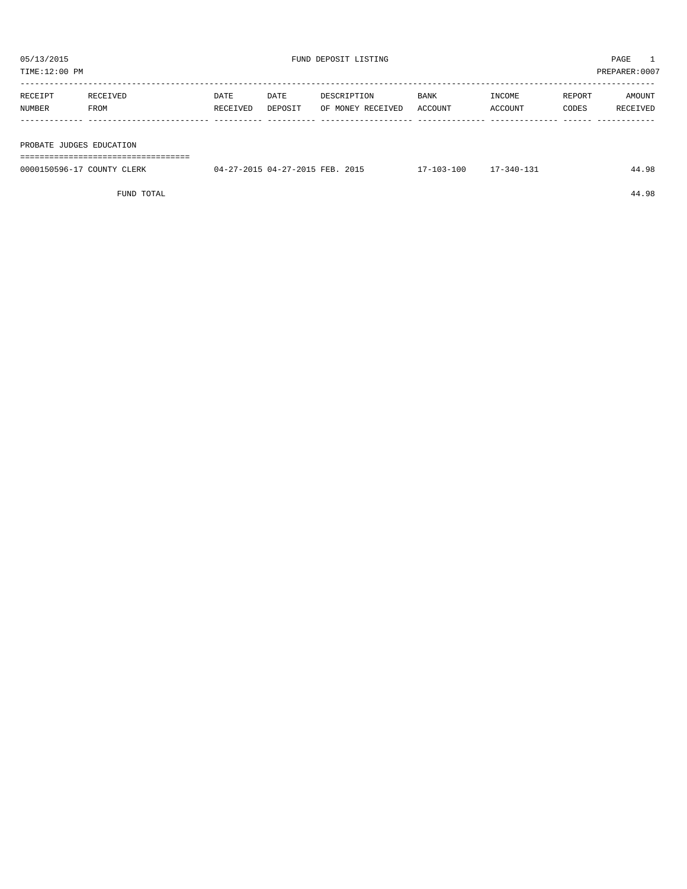05/13/2015 FUND DEPOSIT LISTING PAGE 1

TIME:12:00 PM PREPARER:0007

| RECEIPT NUMBER | RECEIVED FROM | DATE RECEIVED | DATE DEPOSIT | DESCRIPTION OF MONEY RECEIVED | BANK ACCOUNT | INCOME ACCOUNT | REPORT CODES | AMOUNT RECEIVED |
|---|---|---|---|---|---|---|---|---|
| **PROBATE JUDGES EDUCATION** | | | | | | | | |
| 0000150596-17 | COUNTY CLERK | 04-27-2015 | 04-27-2015 | FEB. 2015 | 17-103-100 | 17-340-131 | | 44.98 |
| | FUND TOTAL | | | | | | | 44.98 |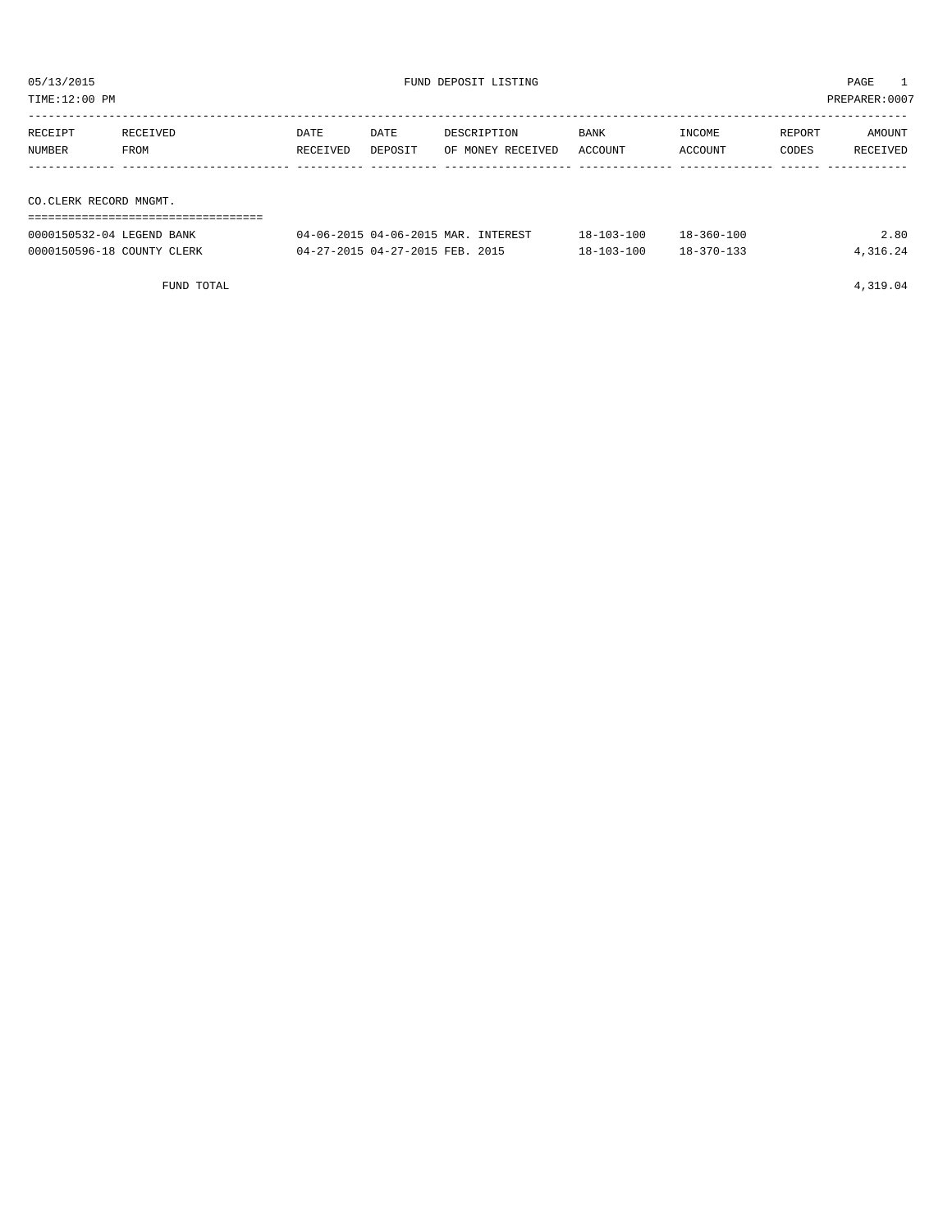05/13/2015 FUND DEPOSIT LISTING

TIME:12:00 PM PREPARER:0007

| RECEIPT NUMBER | RECEIVED FROM | DATE RECEIVED | DATE DEPOSIT | DESCRIPTION OF MONEY RECEIVED | BANK ACCOUNT | INCOME ACCOUNT | REPORT CODES | AMOUNT RECEIVED |
|---|---|---|---|---|---|---|---|---|
| **CO.CLERK RECORD MNGMT.** | | | | | | | | |
| 0000150532-04 | LEGEND BANK | 04-06-2015 | 04-06-2015 | MAR. INTEREST | 18-103-100 | 18-360-100 | | 2.80 |
| 0000150596-18 | COUNTY CLERK | 04-27-2015 | 04-27-2015 | FEB. 2015 | 18-103-100 | 18-370-133 | | 4,316.24 |
| | FUND TOTAL | | | | | | | 4,319.04 |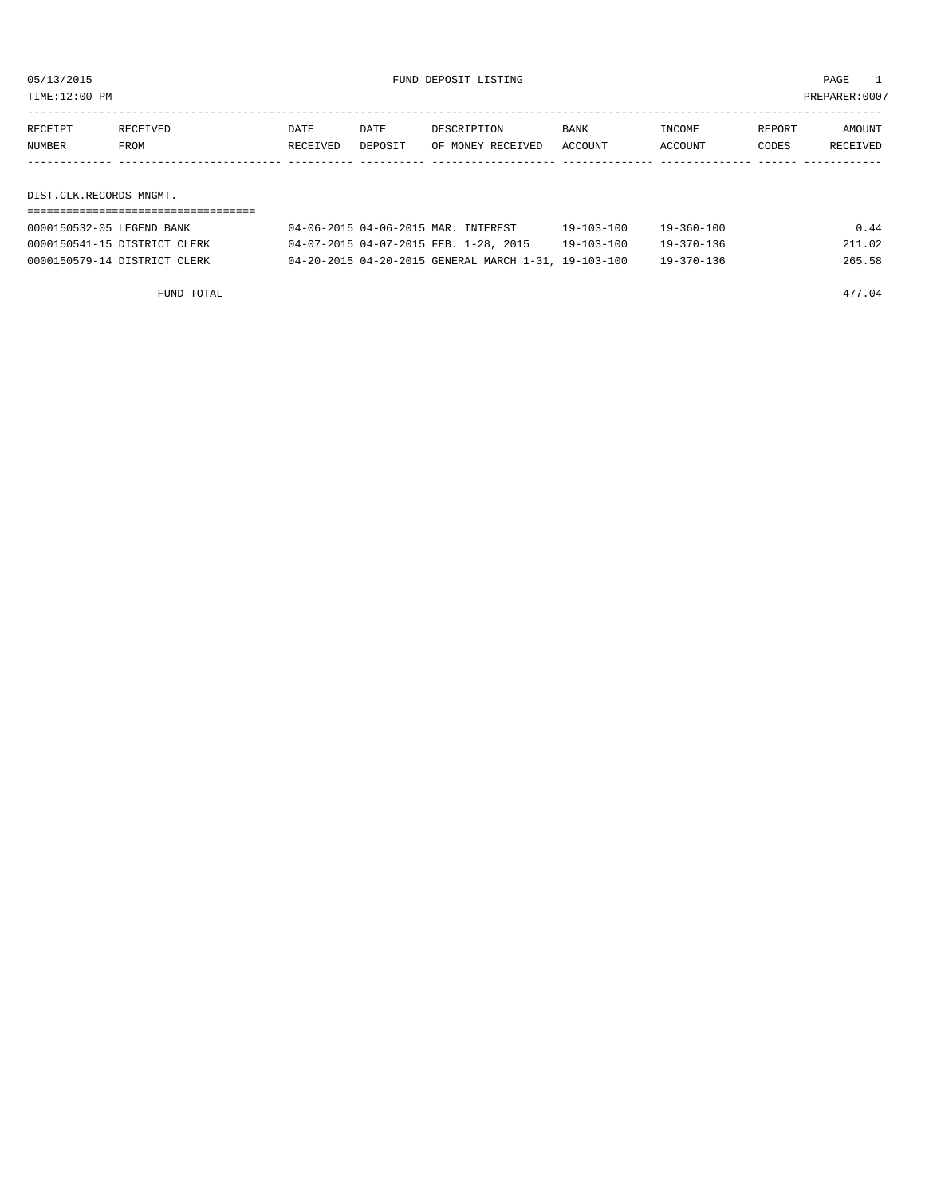05/13/2015 FUND DEPOSIT LISTING

TIME:12:00 PM PREPARER:0007

| RECEIPT NUMBER | RECEIVED FROM | DATE RECEIVED | DATE DEPOSIT | DESCRIPTION OF MONEY RECEIVED | BANK ACCOUNT | INCOME ACCOUNT | REPORT CODES | AMOUNT RECEIVED |
|---|---|---|---|---|---|---|---|---|
| **DIST.CLK.RECORDS MNGMT.** | | | | | | | | |
| 0000150532-05 | LEGEND BANK | 04-06-2015 | 04-06-2015 | MAR. INTEREST | 19-103-100 | 19-360-100 | | 0.44 |
| 0000150541-15 | DISTRICT CLERK | 04-07-2015 | 04-07-2015 | FEB. 1-28, 2015 | 19-103-100 | 19-370-136 | | 211.02 |
| 0000150579-14 | DISTRICT CLERK | 04-20-2015 | 04-20-2015 | GENERAL MARCH 1-31, | 19-103-100 | 19-370-136 | | 265.58 |
| | FUND TOTAL | | | | | | | 477.04 |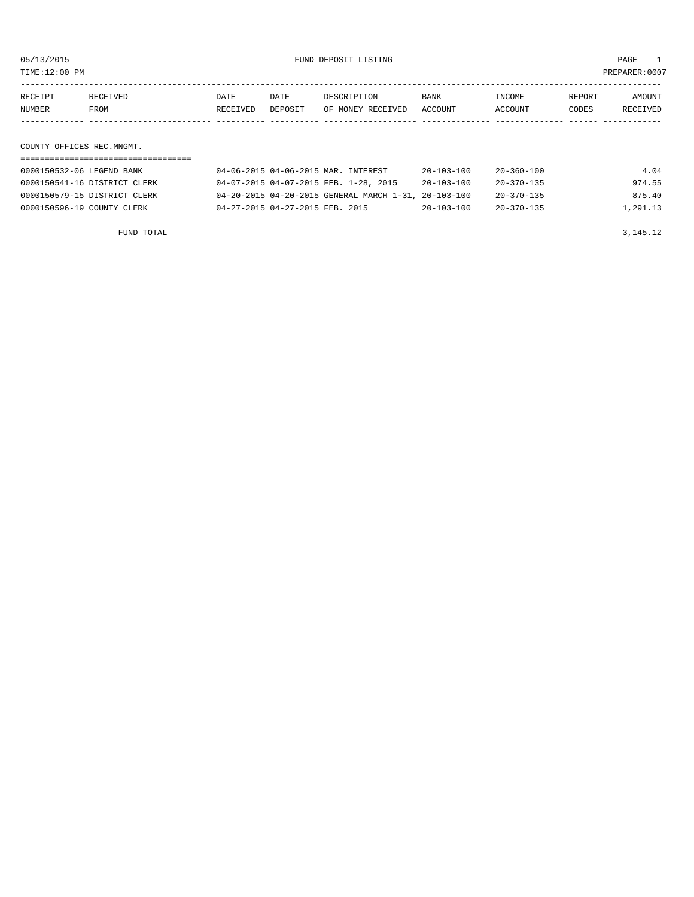05/13/2015 FUND DEPOSIT LISTING PAGE 1

TIME:12:00 PM PREPARER:0007

| RECEIPT NUMBER | RECEIVED FROM | DATE RECEIVED | DATE DEPOSIT | DESCRIPTION OF MONEY RECEIVED | BANK ACCOUNT | INCOME ACCOUNT | REPORT CODES | AMOUNT RECEIVED |
|---|---|---|---|---|---|---|---|---|
| **COUNTY OFFICES REC.MNGMT.** | | | | | | | | |
| 0000150532-06 | LEGEND BANK | 04-06-2015 | 04-06-2015 | MAR. INTEREST | 20-103-100 | 20-360-100 | | 4.04 |
| 0000150541-16 | DISTRICT CLERK | 04-07-2015 | 04-07-2015 | FEB. 1-28, 2015 | 20-103-100 | 20-370-135 | | 974.55 |
| 0000150579-15 | DISTRICT CLERK | 04-20-2015 | 04-20-2015 | GENERAL MARCH 1-31, | 20-103-100 | 20-370-135 | | 875.40 |
| 0000150596-19 | COUNTY CLERK | 04-27-2015 | 04-27-2015 | FEB. 2015 | 20-103-100 | 20-370-135 | | 1,291.13 |
| | FUND TOTAL | | | | | | | 3,145.12 |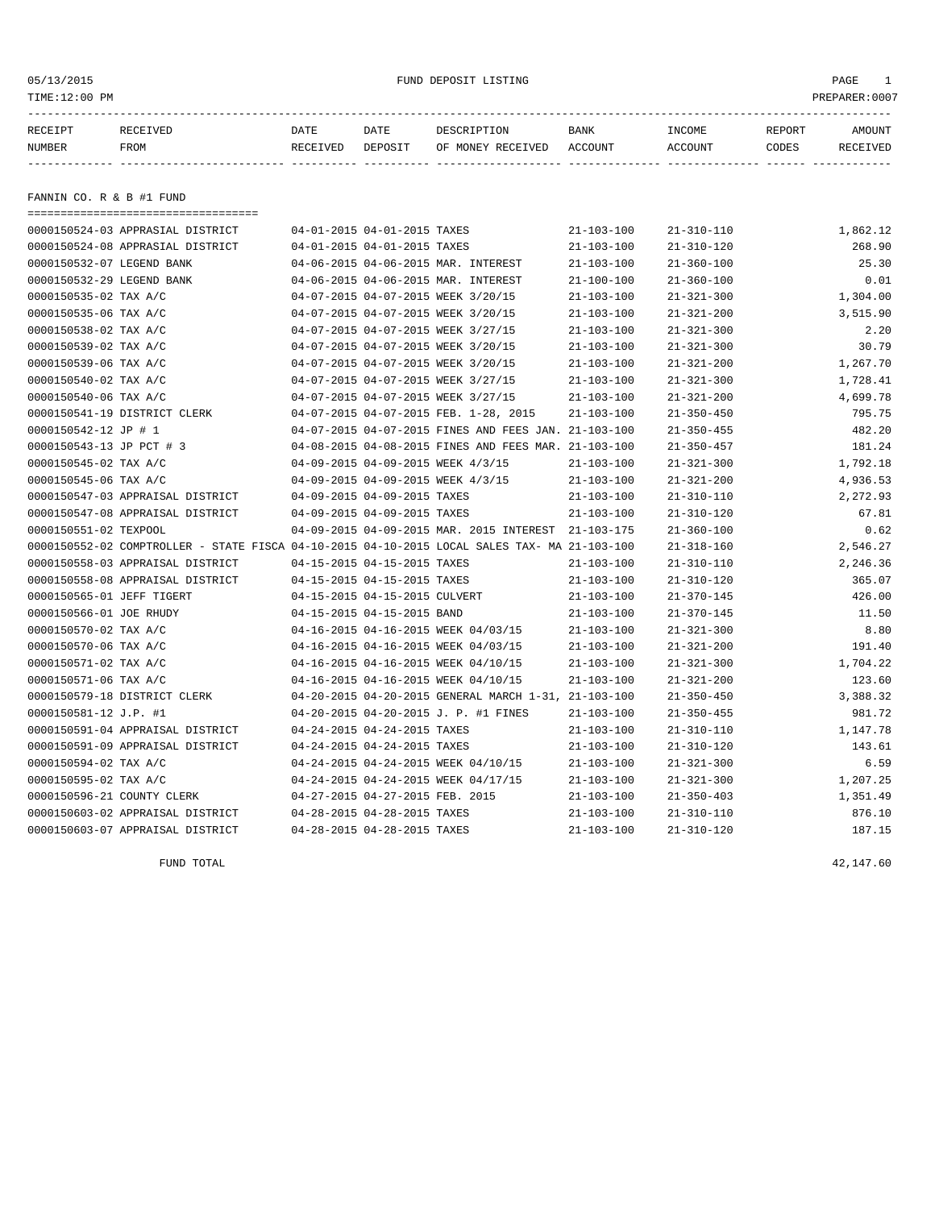05/13/2015 FUND DEPOSIT LISTING

TIME:12:00 PM PREPARER:0007

| RECEIPT NUMBER | RECEIVED FROM | DATE RECEIVED | DATE DEPOSIT | DESCRIPTION OF MONEY RECEIVED | BANK ACCOUNT | INCOME ACCOUNT | REPORT CODES | AMOUNT RECEIVED |
|---|---|---|---|---|---|---|---|---|

## FANNIN CO. R & B #1 FUND

| RECEIPT NUMBER | RECEIVED FROM | DATE RECEIVED | DATE DEPOSIT | DESCRIPTION OF MONEY RECEIVED | BANK ACCOUNT | INCOME ACCOUNT | REPORT CODES | AMOUNT RECEIVED |
|---|---|---|---|---|---|---|---|---|
| 0000150524-03 | APPRASIAL DISTRICT | 04-01-2015 | 04-01-2015 | TAXES | 21-103-100 | 21-310-110 | | 1,862.12 |
| 0000150524-08 | APPRASIAL DISTRICT | 04-01-2015 | 04-01-2015 | TAXES | 21-103-100 | 21-310-120 | | 268.90 |
| 0000150532-07 | LEGEND BANK | 04-06-2015 | 04-06-2015 | MAR. INTEREST | 21-103-100 | 21-360-100 | | 25.30 |
| 0000150532-29 | LEGEND BANK | 04-06-2015 | 04-06-2015 | MAR. INTEREST | 21-100-100 | 21-360-100 | | 0.01 |
| 0000150535-02 | TAX A/C | 04-07-2015 | 04-07-2015 | WEEK 3/20/15 | 21-103-100 | 21-321-300 | | 1,304.00 |
| 0000150535-06 | TAX A/C | 04-07-2015 | 04-07-2015 | WEEK 3/20/15 | 21-103-100 | 21-321-200 | | 3,515.90 |
| 0000150538-02 | TAX A/C | 04-07-2015 | 04-07-2015 | WEEK 3/27/15 | 21-103-100 | 21-321-300 | | 2.20 |
| 0000150539-02 | TAX A/C | 04-07-2015 | 04-07-2015 | WEEK 3/20/15 | 21-103-100 | 21-321-300 | | 30.79 |
| 0000150539-06 | TAX A/C | 04-07-2015 | 04-07-2015 | WEEK 3/20/15 | 21-103-100 | 21-321-200 | | 1,267.70 |
| 0000150540-02 | TAX A/C | 04-07-2015 | 04-07-2015 | WEEK 3/27/15 | 21-103-100 | 21-321-300 | | 1,728.41 |
| 0000150540-06 | TAX A/C | 04-07-2015 | 04-07-2015 | WEEK 3/27/15 | 21-103-100 | 21-321-200 | | 4,699.78 |
| 0000150541-19 | DISTRICT CLERK | 04-07-2015 | 04-07-2015 | FEB. 1-28, 2015 | 21-103-100 | 21-350-450 | | 795.75 |
| 0000150542-12 | JP # 1 | 04-07-2015 | 04-07-2015 | FINES AND FEES JAN. | 21-103-100 | 21-350-455 | | 482.20 |
| 0000150543-13 | JP PCT # 3 | 04-08-2015 | 04-08-2015 | FINES AND FEES MAR. | 21-103-100 | 21-350-457 | | 181.24 |
| 0000150545-02 | TAX A/C | 04-09-2015 | 04-09-2015 | WEEK 4/3/15 | 21-103-100 | 21-321-300 | | 1,792.18 |
| 0000150545-06 | TAX A/C | 04-09-2015 | 04-09-2015 | WEEK 4/3/15 | 21-103-100 | 21-321-200 | | 4,936.53 |
| 0000150547-03 | APPRAISAL DISTRICT | 04-09-2015 | 04-09-2015 | TAXES | 21-103-100 | 21-310-110 | | 2,272.93 |
| 0000150547-08 | APPRAISAL DISTRICT | 04-09-2015 | 04-09-2015 | TAXES | 21-103-100 | 21-310-120 | | 67.81 |
| 0000150551-02 | TEXPOOL | 04-09-2015 | 04-09-2015 | MAR. 2015 INTEREST | 21-103-175 | 21-360-100 | | 0.62 |
| 0000150552-02 | COMPTROLLER - STATE FISCA | 04-10-2015 | 04-10-2015 | LOCAL SALES TAX- MA | 21-103-100 | 21-318-160 | | 2,546.27 |
| 0000150558-03 | APPRAISAL DISTRICT | 04-15-2015 | 04-15-2015 | TAXES | 21-103-100 | 21-310-110 | | 2,246.36 |
| 0000150558-08 | APPRAISAL DISTRICT | 04-15-2015 | 04-15-2015 | TAXES | 21-103-100 | 21-310-120 | | 365.07 |
| 0000150565-01 | JEFF TIGERT | 04-15-2015 | 04-15-2015 | CULVERT | 21-103-100 | 21-370-145 | | 426.00 |
| 0000150566-01 | JOE RHUDY | 04-15-2015 | 04-15-2015 | BAND | 21-103-100 | 21-370-145 | | 11.50 |
| 0000150570-02 | TAX A/C | 04-16-2015 | 04-16-2015 | WEEK 04/03/15 | 21-103-100 | 21-321-300 | | 8.80 |
| 0000150570-06 | TAX A/C | 04-16-2015 | 04-16-2015 | WEEK 04/03/15 | 21-103-100 | 21-321-200 | | 191.40 |
| 0000150571-02 | TAX A/C | 04-16-2015 | 04-16-2015 | WEEK 04/10/15 | 21-103-100 | 21-321-300 | | 1,704.22 |
| 0000150571-06 | TAX A/C | 04-16-2015 | 04-16-2015 | WEEK 04/10/15 | 21-103-100 | 21-321-200 | | 123.60 |
| 0000150579-18 | DISTRICT CLERK | 04-20-2015 | 04-20-2015 | GENERAL MARCH 1-31, | 21-103-100 | 21-350-450 | | 3,388.32 |
| 0000150581-12 | J.P. #1 | 04-20-2015 | 04-20-2015 | J. P. #1 FINES | 21-103-100 | 21-350-455 | | 981.72 |
| 0000150591-04 | APPRAISAL DISTRICT | 04-24-2015 | 04-24-2015 | TAXES | 21-103-100 | 21-310-110 | | 1,147.78 |
| 0000150591-09 | APPRAISAL DISTRICT | 04-24-2015 | 04-24-2015 | TAXES | 21-103-100 | 21-310-120 | | 143.61 |
| 0000150594-02 | TAX A/C | 04-24-2015 | 04-24-2015 | WEEK 04/10/15 | 21-103-100 | 21-321-300 | | 6.59 |
| 0000150595-02 | TAX A/C | 04-24-2015 | 04-24-2015 | WEEK 04/17/15 | 21-103-100 | 21-321-300 | | 1,207.25 |
| 0000150596-21 | COUNTY CLERK | 04-27-2015 | 04-27-2015 | FEB. 2015 | 21-103-100 | 21-350-403 | | 1,351.49 |
| 0000150603-02 | APPRAISAL DISTRICT | 04-28-2015 | 04-28-2015 | TAXES | 21-103-100 | 21-310-110 | | 876.10 |
| 0000150603-07 | APPRAISAL DISTRICT | 04-28-2015 | 04-28-2015 | TAXES | 21-103-100 | 21-310-120 | | 187.15 |
| | FUND TOTAL | | | | | | | 42,147.60 |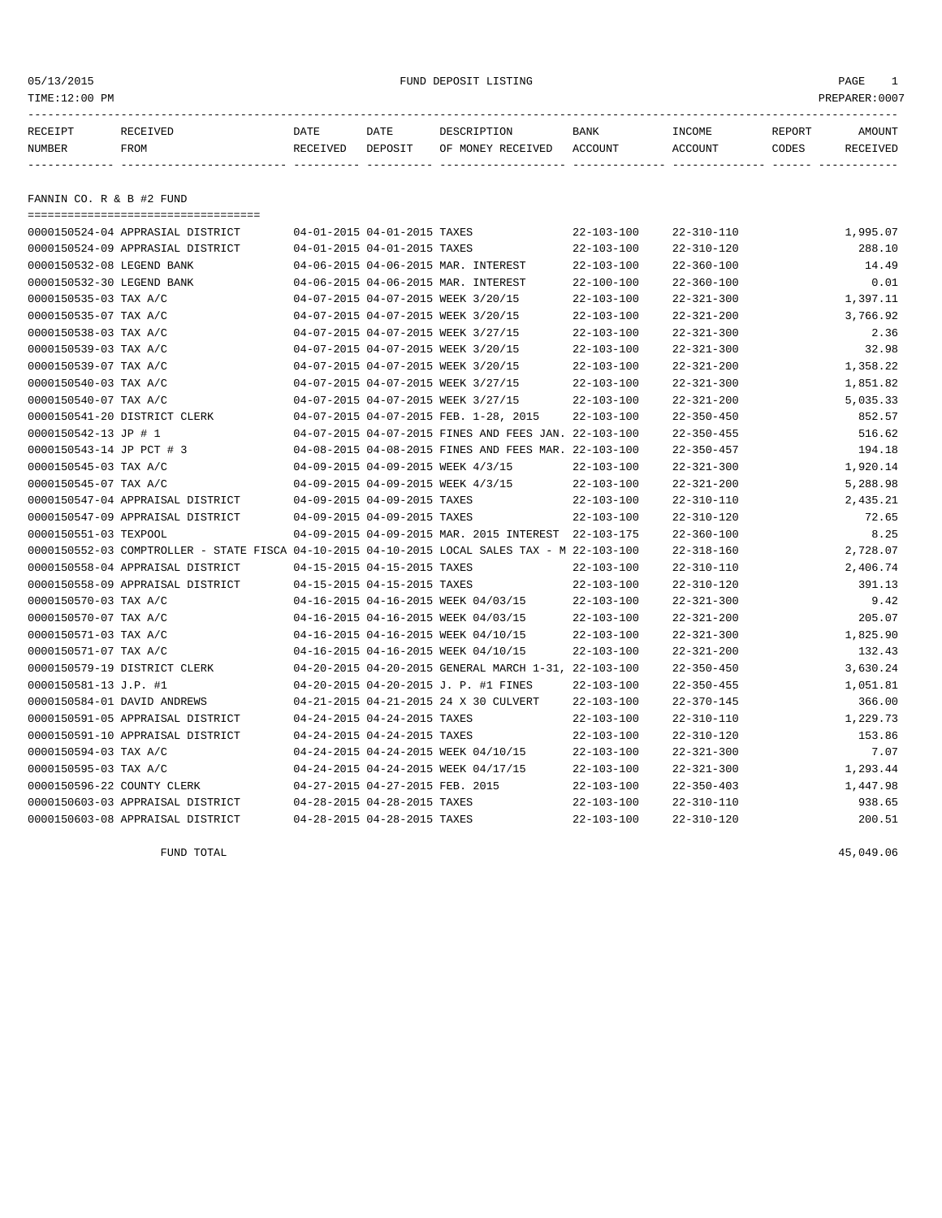FUND DEPOSIT LISTING

05/13/2015
TIME:12:00 PM
PREPARER:0007

## FANNIN CO. R & B #2 FUND

| RECEIPT NUMBER | RECEIVED FROM | DATE RECEIVED | DATE DEPOSIT | DESCRIPTION OF MONEY RECEIVED | BANK ACCOUNT | INCOME ACCOUNT | REPORT CODES | AMOUNT RECEIVED |
|---|---|---|---|---|---|---|---|---|
| 0000150524-04 | APPRASIAL DISTRICT | 04-01-2015 | 04-01-2015 | TAXES | 22-103-100 | 22-310-110 | | 1,995.07 |
| 0000150524-09 | APPRASIAL DISTRICT | 04-01-2015 | 04-01-2015 | TAXES | 22-103-100 | 22-310-120 | | 288.10 |
| 0000150532-08 | LEGEND BANK | 04-06-2015 | 04-06-2015 | MAR. INTEREST | 22-103-100 | 22-360-100 | | 14.49 |
| 0000150532-30 | LEGEND BANK | 04-06-2015 | 04-06-2015 | MAR. INTEREST | 22-100-100 | 22-360-100 | | 0.01 |
| 0000150535-03 | TAX A/C | 04-07-2015 | 04-07-2015 | WEEK 3/20/15 | 22-103-100 | 22-321-300 | | 1,397.11 |
| 0000150535-07 | TAX A/C | 04-07-2015 | 04-07-2015 | WEEK 3/20/15 | 22-103-100 | 22-321-200 | | 3,766.92 |
| 0000150538-03 | TAX A/C | 04-07-2015 | 04-07-2015 | WEEK 3/27/15 | 22-103-100 | 22-321-300 | | 2.36 |
| 0000150539-03 | TAX A/C | 04-07-2015 | 04-07-2015 | WEEK 3/20/15 | 22-103-100 | 22-321-300 | | 32.98 |
| 0000150539-07 | TAX A/C | 04-07-2015 | 04-07-2015 | WEEK 3/20/15 | 22-103-100 | 22-321-200 | | 1,358.22 |
| 0000150540-03 | TAX A/C | 04-07-2015 | 04-07-2015 | WEEK 3/27/15 | 22-103-100 | 22-321-300 | | 1,851.82 |
| 0000150540-07 | TAX A/C | 04-07-2015 | 04-07-2015 | WEEK 3/27/15 | 22-103-100 | 22-321-200 | | 5,035.33 |
| 0000150541-20 | DISTRICT CLERK | 04-07-2015 | 04-07-2015 | FEB. 1-28, 2015 | 22-103-100 | 22-350-450 | | 852.57 |
| 0000150542-13 | JP # 1 | 04-07-2015 | 04-07-2015 | FINES AND FEES JAN. | 22-103-100 | 22-350-455 | | 516.62 |
| 0000150543-14 | JP PCT # 3 | 04-08-2015 | 04-08-2015 | FINES AND FEES MAR. | 22-103-100 | 22-350-457 | | 194.18 |
| 0000150545-03 | TAX A/C | 04-09-2015 | 04-09-2015 | WEEK 4/3/15 | 22-103-100 | 22-321-300 | | 1,920.14 |
| 0000150545-07 | TAX A/C | 04-09-2015 | 04-09-2015 | WEEK 4/3/15 | 22-103-100 | 22-321-200 | | 5,288.98 |
| 0000150547-04 | APPRAISAL DISTRICT | 04-09-2015 | 04-09-2015 | TAXES | 22-103-100 | 22-310-110 | | 2,435.21 |
| 0000150547-09 | APPRAISAL DISTRICT | 04-09-2015 | 04-09-2015 | TAXES | 22-103-100 | 22-310-120 | | 72.65 |
| 0000150551-03 | TEXPOOL | 04-09-2015 | 04-09-2015 | MAR. 2015 INTEREST | 22-103-175 | 22-360-100 | | 8.25 |
| 0000150552-03 | COMPTROLLER - STATE FISCA | 04-10-2015 | 04-10-2015 | LOCAL SALES TAX - M | 22-103-100 | 22-318-160 | | 2,728.07 |
| 0000150558-04 | APPRAISAL DISTRICT | 04-15-2015 | 04-15-2015 | TAXES | 22-103-100 | 22-310-110 | | 2,406.74 |
| 0000150558-09 | APPRAISAL DISTRICT | 04-15-2015 | 04-15-2015 | TAXES | 22-103-100 | 22-310-120 | | 391.13 |
| 0000150570-03 | TAX A/C | 04-16-2015 | 04-16-2015 | WEEK 04/03/15 | 22-103-100 | 22-321-300 | | 9.42 |
| 0000150570-07 | TAX A/C | 04-16-2015 | 04-16-2015 | WEEK 04/03/15 | 22-103-100 | 22-321-200 | | 205.07 |
| 0000150571-03 | TAX A/C | 04-16-2015 | 04-16-2015 | WEEK 04/10/15 | 22-103-100 | 22-321-300 | | 1,825.90 |
| 0000150571-07 | TAX A/C | 04-16-2015 | 04-16-2015 | WEEK 04/10/15 | 22-103-100 | 22-321-200 | | 132.43 |
| 0000150579-19 | DISTRICT CLERK | 04-20-2015 | 04-20-2015 | GENERAL MARCH 1-31, | 22-103-100 | 22-350-450 | | 3,630.24 |
| 0000150581-13 | J.P. #1 | 04-20-2015 | 04-20-2015 | J. P. #1 FINES | 22-103-100 | 22-350-455 | | 1,051.81 |
| 0000150584-01 | DAVID ANDREWS | 04-21-2015 | 04-21-2015 | 24 X 30 CULVERT | 22-103-100 | 22-370-145 | | 366.00 |
| 0000150591-05 | APPRAISAL DISTRICT | 04-24-2015 | 04-24-2015 | TAXES | 22-103-100 | 22-310-110 | | 1,229.73 |
| 0000150591-10 | APPRAISAL DISTRICT | 04-24-2015 | 04-24-2015 | TAXES | 22-103-100 | 22-310-120 | | 153.86 |
| 0000150594-03 | TAX A/C | 04-24-2015 | 04-24-2015 | WEEK 04/10/15 | 22-103-100 | 22-321-300 | | 7.07 |
| 0000150595-03 | TAX A/C | 04-24-2015 | 04-24-2015 | WEEK 04/17/15 | 22-103-100 | 22-321-300 | | 1,293.44 |
| 0000150596-22 | COUNTY CLERK | 04-27-2015 | 04-27-2015 | FEB. 2015 | 22-103-100 | 22-350-403 | | 1,447.98 |
| 0000150603-03 | APPRAISAL DISTRICT | 04-28-2015 | 04-28-2015 | TAXES | 22-103-100 | 22-310-110 | | 938.65 |
| 0000150603-08 | APPRAISAL DISTRICT | 04-28-2015 | 04-28-2015 | TAXES | 22-103-100 | 22-310-120 | | 200.51 |

FUND TOTAL 45,049.06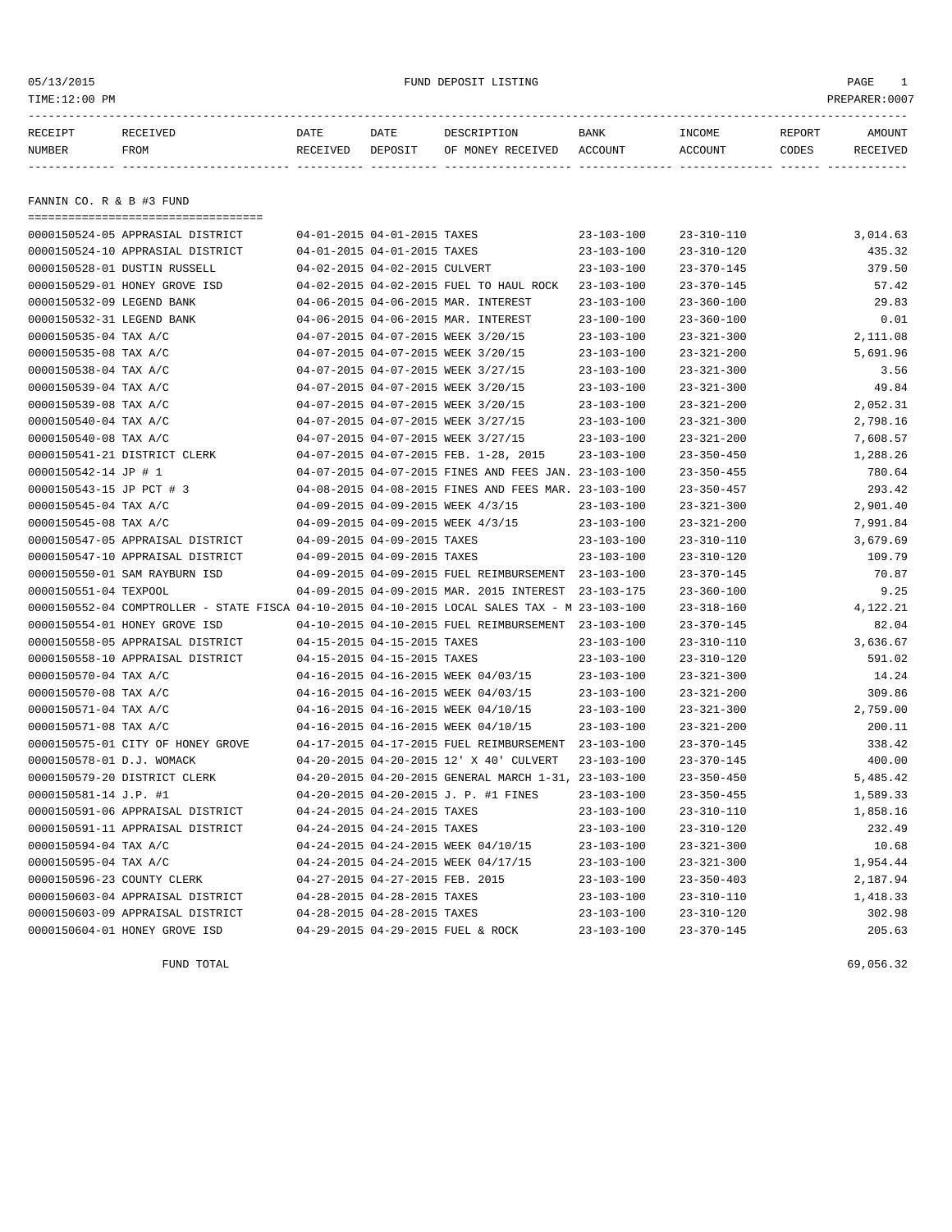05/13/2015 FUND DEPOSIT LISTING PAGE 1
TIME:12:00 PM PREPARER:0007

| RECEIPT NUMBER | RECEIVED FROM | DATE RECEIVED | DATE DEPOSIT | DESCRIPTION OF MONEY RECEIVED | BANK ACCOUNT | INCOME ACCOUNT | REPORT CODES | AMOUNT RECEIVED |
|---|---|---|---|---|---|---|---|---|

## FANNIN CO. R & B #3 FUND

| RECEIPT NUMBER | RECEIVED FROM | DATE RECEIVED | DATE DEPOSIT | DESCRIPTION OF MONEY RECEIVED | BANK ACCOUNT | INCOME ACCOUNT | REPORT CODES | AMOUNT RECEIVED |
|---|---|---|---|---|---|---|---|---|
| 0000150524-05 | APPRASIAL DISTRICT | 04-01-2015 | 04-01-2015 | TAXES | 23-103-100 | 23-310-110 | | 3,014.63 |
| 0000150524-10 | APPRASIAL DISTRICT | 04-01-2015 | 04-01-2015 | TAXES | 23-103-100 | 23-310-120 | | 435.32 |
| 0000150528-01 | DUSTIN RUSSELL | 04-02-2015 | 04-02-2015 | CULVERT | 23-103-100 | 23-370-145 | | 379.50 |
| 0000150529-01 | HONEY GROVE ISD | 04-02-2015 | 04-02-2015 | FUEL TO HAUL ROCK | 23-103-100 | 23-370-145 | | 57.42 |
| 0000150532-09 | LEGEND BANK | 04-06-2015 | 04-06-2015 | MAR. INTEREST | 23-103-100 | 23-360-100 | | 29.83 |
| 0000150532-31 | LEGEND BANK | 04-06-2015 | 04-06-2015 | MAR. INTEREST | 23-100-100 | 23-360-100 | | 0.01 |
| 0000150535-04 | TAX A/C | 04-07-2015 | 04-07-2015 | WEEK 3/20/15 | 23-103-100 | 23-321-300 | | 2,111.08 |
| 0000150535-08 | TAX A/C | 04-07-2015 | 04-07-2015 | WEEK 3/20/15 | 23-103-100 | 23-321-200 | | 5,691.96 |
| 0000150538-04 | TAX A/C | 04-07-2015 | 04-07-2015 | WEEK 3/27/15 | 23-103-100 | 23-321-300 | | 3.56 |
| 0000150539-04 | TAX A/C | 04-07-2015 | 04-07-2015 | WEEK 3/20/15 | 23-103-100 | 23-321-300 | | 49.84 |
| 0000150539-08 | TAX A/C | 04-07-2015 | 04-07-2015 | WEEK 3/20/15 | 23-103-100 | 23-321-200 | | 2,052.31 |
| 0000150540-04 | TAX A/C | 04-07-2015 | 04-07-2015 | WEEK 3/27/15 | 23-103-100 | 23-321-300 | | 2,798.16 |
| 0000150540-08 | TAX A/C | 04-07-2015 | 04-07-2015 | WEEK 3/27/15 | 23-103-100 | 23-321-200 | | 7,608.57 |
| 0000150541-21 | DISTRICT CLERK | 04-07-2015 | 04-07-2015 | FEB. 1-28, 2015 | 23-103-100 | 23-350-450 | | 1,288.26 |
| 0000150542-14 | JP # 1 | 04-07-2015 | 04-07-2015 | FINES AND FEES JAN. | 23-103-100 | 23-350-455 | | 780.64 |
| 0000150543-15 | JP PCT # 3 | 04-08-2015 | 04-08-2015 | FINES AND FEES MAR. | 23-103-100 | 23-350-457 | | 293.42 |
| 0000150545-04 | TAX A/C | 04-09-2015 | 04-09-2015 | WEEK 4/3/15 | 23-103-100 | 23-321-300 | | 2,901.40 |
| 0000150545-08 | TAX A/C | 04-09-2015 | 04-09-2015 | WEEK 4/3/15 | 23-103-100 | 23-321-200 | | 7,991.84 |
| 0000150547-05 | APPRAISAL DISTRICT | 04-09-2015 | 04-09-2015 | TAXES | 23-103-100 | 23-310-110 | | 3,679.69 |
| 0000150547-10 | APPRAISAL DISTRICT | 04-09-2015 | 04-09-2015 | TAXES | 23-103-100 | 23-310-120 | | 109.79 |
| 0000150550-01 | SAM RAYBURN ISD | 04-09-2015 | 04-09-2015 | FUEL REIMBURSEMENT | 23-103-100 | 23-370-145 | | 70.87 |
| 0000150551-04 | TEXPOOL | 04-09-2015 | 04-09-2015 | MAR. 2015 INTEREST | 23-103-175 | 23-360-100 | | 9.25 |
| 0000150552-04 | COMPTROLLER - STATE FISCA | 04-10-2015 | 04-10-2015 | LOCAL SALES TAX - M | 23-103-100 | 23-318-160 | | 4,122.21 |
| 0000150554-01 | HONEY GROVE ISD | 04-10-2015 | 04-10-2015 | FUEL REIMBURSEMENT | 23-103-100 | 23-370-145 | | 82.04 |
| 0000150558-05 | APPRAISAL DISTRICT | 04-15-2015 | 04-15-2015 | TAXES | 23-103-100 | 23-310-110 | | 3,636.67 |
| 0000150558-10 | APPRAISAL DISTRICT | 04-15-2015 | 04-15-2015 | TAXES | 23-103-100 | 23-310-120 | | 591.02 |
| 0000150570-04 | TAX A/C | 04-16-2015 | 04-16-2015 | WEEK 04/03/15 | 23-103-100 | 23-321-300 | | 14.24 |
| 0000150570-08 | TAX A/C | 04-16-2015 | 04-16-2015 | WEEK 04/03/15 | 23-103-100 | 23-321-200 | | 309.86 |
| 0000150571-04 | TAX A/C | 04-16-2015 | 04-16-2015 | WEEK 04/10/15 | 23-103-100 | 23-321-300 | | 2,759.00 |
| 0000150571-08 | TAX A/C | 04-16-2015 | 04-16-2015 | WEEK 04/10/15 | 23-103-100 | 23-321-200 | | 200.11 |
| 0000150575-01 | CITY OF HONEY GROVE | 04-17-2015 | 04-17-2015 | FUEL REIMBURSEMENT | 23-103-100 | 23-370-145 | | 338.42 |
| 0000150578-01 | D.J. WOMACK | 04-20-2015 | 04-20-2015 | 12' X 40' CULVERT | 23-103-100 | 23-370-145 | | 400.00 |
| 0000150579-20 | DISTRICT CLERK | 04-20-2015 | 04-20-2015 | GENERAL MARCH 1-31, | 23-103-100 | 23-350-450 | | 5,485.42 |
| 0000150581-14 | J.P. #1 | 04-20-2015 | 04-20-2015 | J. P. #1 FINES | 23-103-100 | 23-350-455 | | 1,589.33 |
| 0000150591-06 | APPRAISAL DISTRICT | 04-24-2015 | 04-24-2015 | TAXES | 23-103-100 | 23-310-110 | | 1,858.16 |
| 0000150591-11 | APPRAISAL DISTRICT | 04-24-2015 | 04-24-2015 | TAXES | 23-103-100 | 23-310-120 | | 232.49 |
| 0000150594-04 | TAX A/C | 04-24-2015 | 04-24-2015 | WEEK 04/10/15 | 23-103-100 | 23-321-300 | | 10.68 |
| 0000150595-04 | TAX A/C | 04-24-2015 | 04-24-2015 | WEEK 04/17/15 | 23-103-100 | 23-321-300 | | 1,954.44 |
| 0000150596-23 | COUNTY CLERK | 04-27-2015 | 04-27-2015 | FEB. 2015 | 23-103-100 | 23-350-403 | | 2,187.94 |
| 0000150603-04 | APPRAISAL DISTRICT | 04-28-2015 | 04-28-2015 | TAXES | 23-103-100 | 23-310-110 | | 1,418.33 |
| 0000150603-09 | APPRAISAL DISTRICT | 04-28-2015 | 04-28-2015 | TAXES | 23-103-100 | 23-310-120 | | 302.98 |
| 0000150604-01 | HONEY GROVE ISD | 04-29-2015 | 04-29-2015 | FUEL & ROCK | 23-103-100 | 23-370-145 | | 205.63 |
| | FUND TOTAL | | | | | | | 69,056.32 |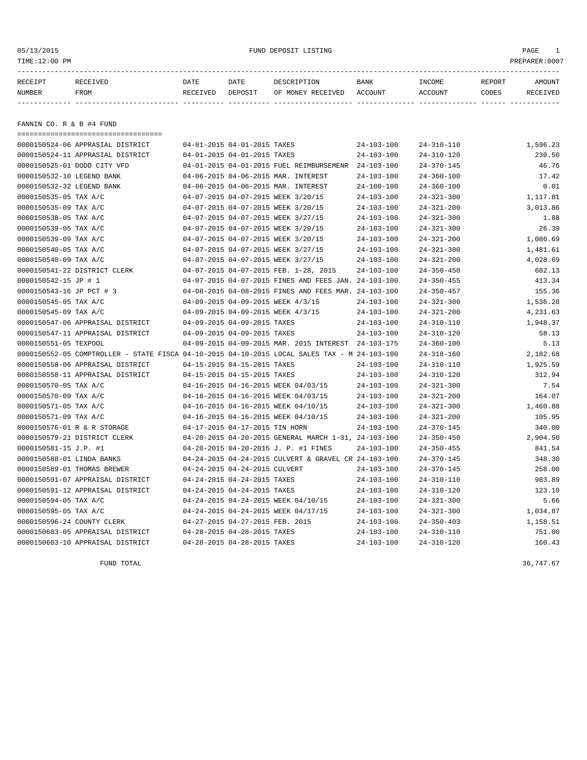05/13/2015 FUND DEPOSIT LISTING

TIME:12:00 PM PREPARER:0007

| RECEIPT NUMBER | RECEIVED FROM | DATE RECEIVED | DATE DEPOSIT | DESCRIPTION OF MONEY RECEIVED | BANK ACCOUNT | INCOME ACCOUNT | REPORT CODES | AMOUNT RECEIVED |
|---|---|---|---|---|---|---|---|---|

## FANNIN CO. R & B #4 FUND

| RECEIPT NUMBER | RECEIVED FROM | DATE RECEIVED | DATE DEPOSIT | DESCRIPTION OF MONEY RECEIVED | BANK ACCOUNT | INCOME ACCOUNT | REPORT CODES | AMOUNT RECEIVED |
|---|---|---|---|---|---|---|---|---|
| 0000150524-06 | APPRASIAL DISTRICT | 04-01-2015 | 04-01-2015 | TAXES | 24-103-100 | 24-310-110 | | 1,596.23 |
| 0000150524-11 | APPRASIAL DISTRICT | 04-01-2015 | 04-01-2015 | TAXES | 24-103-100 | 24-310-120 | | 230.50 |
| 0000150525-01 | DODD CITY VFD | 04-01-2015 | 04-01-2015 | FUEL REIMBURSEMENR | 24-103-100 | 24-370-145 | | 46.76 |
| 0000150532-10 | LEGEND BANK | 04-06-2015 | 04-06-2015 | MAR. INTEREST | 24-103-100 | 24-360-100 | | 17.42 |
| 0000150532-32 | LEGEND BANK | 04-06-2015 | 04-06-2015 | MAR. INTEREST | 24-100-100 | 24-360-100 | | 0.01 |
| 0000150535-05 | TAX A/C | 04-07-2015 | 04-07-2015 | WEEK 3/20/15 | 24-103-100 | 24-321-300 | | 1,117.81 |
| 0000150535-09 | TAX A/C | 04-07-2015 | 04-07-2015 | WEEK 3/20/15 | 24-103-100 | 24-321-200 | | 3,013.86 |
| 0000150538-05 | TAX A/C | 04-07-2015 | 04-07-2015 | WEEK 3/20/15 | 24-103-100 | 24-321-300 | | 1.88 |
| 0000150539-05 | TAX A/C | 04-07-2015 | 04-07-2015 | WEEK 3/20/15 | 24-103-100 | 24-321-300 | | 26.39 |
| 0000150539-09 | TAX A/C | 04-07-2015 | 04-07-2015 | WEEK 3/20/15 | 24-103-100 | 24-321-200 | | 1,086.69 |
| 0000150540-05 | TAX A/C | 04-07-2015 | 04-07-2015 | WEEK 3/27/15 | 24-103-100 | 24-321-300 | | 1,481.61 |
| 0000150540-09 | TAX A/C | 04-07-2015 | 04-07-2015 | WEEK 3/27/15 | 24-103-100 | 24-321-200 | | 4,028.69 |
| 0000150541-22 | DISTRICT CLERK | 04-07-2015 | 04-07-2015 | FEB. 1-28, 2015 | 24-103-100 | 24-350-450 | | 682.13 |
| 0000150542-15 | JP # 1 | 04-07-2015 | 04-07-2015 | FINES AND FEES JAN. | 24-103-100 | 24-350-455 | | 413.34 |
| 0000150543-16 | JP PCT # 3 | 04-08-2015 | 04-08-2015 | FINES AND FEES MAR. | 24-103-100 | 24-350-457 | | 155.36 |
| 0000150545-05 | TAX A/C | 04-09-2015 | 04-09-2015 | WEEK 4/3/15 | 24-103-100 | 24-321-300 | | 1,536.28 |
| 0000150545-09 | TAX A/C | 04-09-2015 | 04-09-2015 | WEEK 4/3/15 | 24-103-100 | 24-321-200 | | 4,231.63 |
| 0000150547-06 | APPRAISAL DISTRICT | 04-09-2015 | 04-09-2015 | TAXES | 24-103-100 | 24-310-110 | | 1,948.37 |
| 0000150547-11 | APPRAISAL DISTRICT | 04-09-2015 | 04-09-2015 | TAXES | 24-103-100 | 24-310-120 | | 58.13 |
| 0000150551-05 | TEXPOOL | 04-09-2015 | 04-09-2015 | MAR. 2015 INTEREST | 24-103-175 | 24-360-100 | | 5.13 |
| 0000150552-05 | COMPTROLLER - STATE FISCA | 04-10-2015 | 04-10-2015 | LOCAL SALES TAX - M | 24-103-100 | 24-318-160 | | 2,182.68 |
| 0000150558-06 | APPRAISAL DISTRICT | 04-15-2015 | 04-15-2015 | TAXES | 24-103-100 | 24-310-110 | | 1,925.59 |
| 0000150558-11 | APPRAISAL DISTRICT | 04-15-2015 | 04-15-2015 | TAXES | 24-103-100 | 24-310-120 | | 312.94 |
| 0000150570-05 | TAX A/C | 04-16-2015 | 04-16-2015 | WEEK 04/03/15 | 24-103-100 | 24-321-300 | | 7.54 |
| 0000150570-09 | TAX A/C | 04-16-2015 | 04-16-2015 | WEEK 04/03/15 | 24-103-100 | 24-321-200 | | 164.07 |
| 0000150571-05 | TAX A/C | 04-16-2015 | 04-16-2015 | WEEK 04/10/15 | 24-103-100 | 24-321-300 | | 1,460.88 |
| 0000150571-09 | TAX A/C | 04-16-2015 | 04-16-2015 | WEEK 04/10/15 | 24-103-100 | 24-321-200 | | 105.95 |
| 0000150576-01 | R & R STORAGE | 04-17-2015 | 04-17-2015 | TIN HORN | 24-103-100 | 24-370-145 | | 340.00 |
| 0000150579-21 | DISTRICT CLERK | 04-20-2015 | 04-20-2015 | GENERAL MARCH 1-31, | 24-103-100 | 24-350-450 | | 2,904.50 |
| 0000150581-15 | J.P. #1 | 04-20-2015 | 04-20-2015 | J. P. #1 FINES | 24-103-100 | 24-350-455 | | 841.54 |
| 0000150588-01 | LINDA BANKS | 04-24-2015 | 04-24-2015 | CULVERT & GRAVEL CR | 24-103-100 | 24-370-145 | | 348.30 |
| 0000150589-01 | THOMAS BREWER | 04-24-2015 | 04-24-2015 | CULVERT | 24-103-100 | 24-370-145 | | 258.00 |
| 0000150591-07 | APPRAISAL DISTRICT | 04-24-2015 | 04-24-2015 | TAXES | 24-103-100 | 24-310-110 | | 983.89 |
| 0000150591-12 | APPRAISAL DISTRICT | 04-24-2015 | 04-24-2015 | TAXES | 24-103-100 | 24-310-120 | | 123.10 |
| 0000150594-05 | TAX A/C | 04-24-2015 | 04-24-2015 | WEEK 04/10/15 | 24-103-100 | 24-321-300 | | 5.66 |
| 0000150595-05 | TAX A/C | 04-24-2015 | 04-24-2015 | WEEK 04/17/15 | 24-103-100 | 24-321-300 | | 1,034.87 |
| 0000150596-24 | COUNTY CLERK | 04-27-2015 | 04-27-2015 | FEB. 2015 | 24-103-100 | 24-350-403 | | 1,158.51 |
| 0000150603-05 | APPRAISAL DISTRICT | 04-28-2015 | 04-28-2015 | TAXES | 24-103-100 | 24-310-110 | | 751.00 |
| 0000150603-10 | APPRAISAL DISTRICT | 04-28-2015 | 04-28-2015 | TAXES | 24-103-100 | 24-310-120 | | 160.43 |
| | FUND TOTAL | | | | | | | 36,747.67 |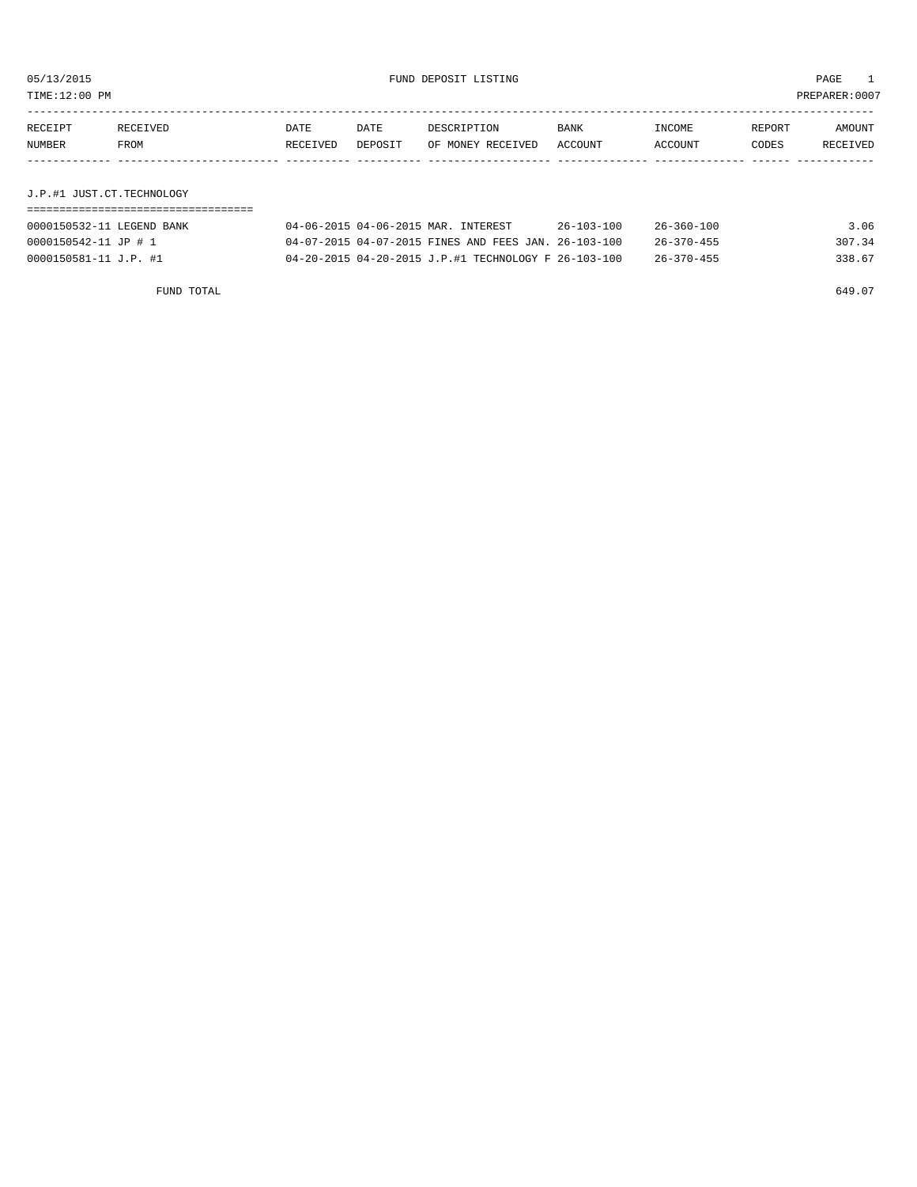05/13/2015 FUND DEPOSIT LISTING

TIME:12:00 PM PREPARER:0007

| RECEIPT NUMBER | RECEIVED FROM | DATE RECEIVED | DATE DEPOSIT | DESCRIPTION OF MONEY RECEIVED | BANK ACCOUNT | INCOME ACCOUNT | REPORT CODES | AMOUNT RECEIVED |
|---|---|---|---|---|---|---|---|---|
| **J.P.#1 JUST.CT.TECHNOLOGY** | | | | | | | | |
| 0000150532-11 | LEGEND BANK | 04-06-2015 | 04-06-2015 | MAR. INTEREST | 26-103-100 | 26-360-100 | | 3.06 |
| 0000150542-11 | JP # 1 | 04-07-2015 | 04-07-2015 | FINES AND FEES JAN. | 26-103-100 | 26-370-455 | | 307.34 |
| 0000150581-11 | J.P. #1 | 04-20-2015 | 04-20-2015 | J.P.#1 TECHNOLOGY F | 26-103-100 | 26-370-455 | | 338.67 |
| | FUND TOTAL | | | | | | | 649.07 |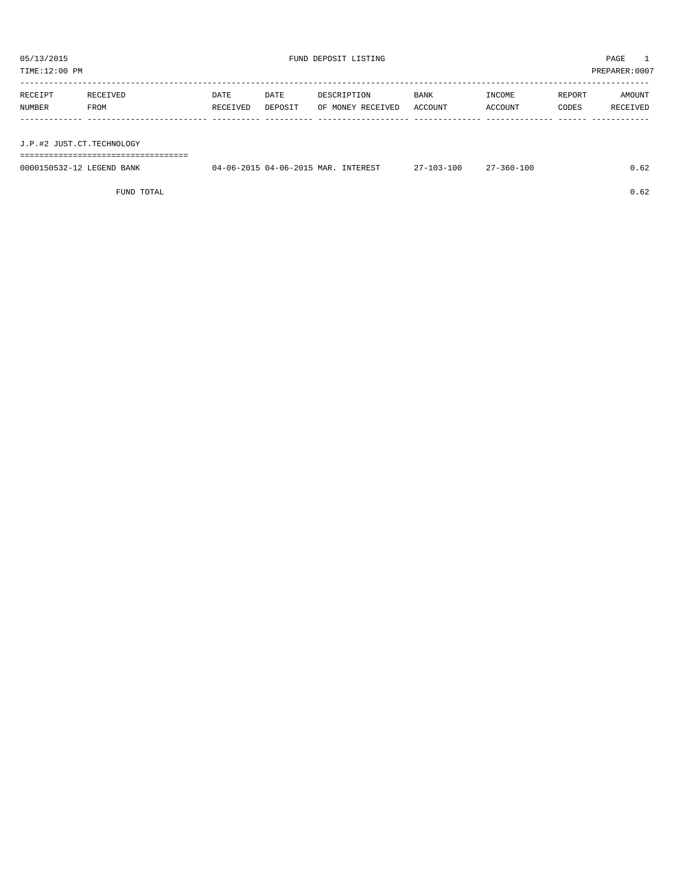05/13/2015 FUND DEPOSIT LISTING PAGE 1

TIME:12:00 PM PREPARER:0007

| RECEIPT NUMBER | RECEIVED FROM | DATE RECEIVED | DATE DEPOSIT | DESCRIPTION OF MONEY RECEIVED | BANK ACCOUNT | INCOME ACCOUNT | REPORT CODES | AMOUNT RECEIVED |
|---|---|---|---|---|---|---|---|---|
| J.P.#2 JUST.CT.TECHNOLOGY | | | | | | | | |
| 0000150532-12 | LEGEND BANK | 04-06-2015 | 04-06-2015 | MAR. INTEREST | 27-103-100 | 27-360-100 | | 0.62 |
| | FUND TOTAL | | | | | | | 0.62 |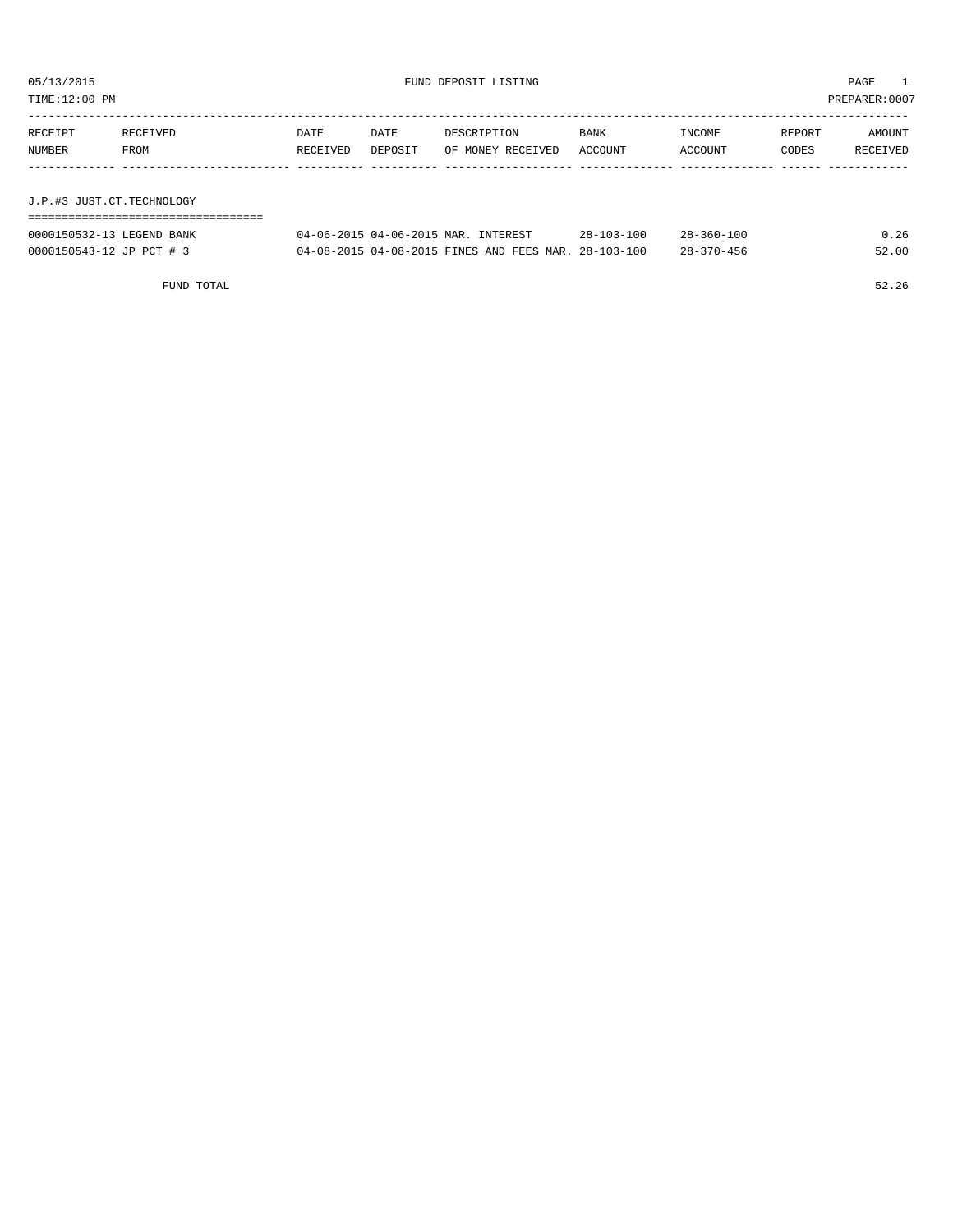05/13/2015 FUND DEPOSIT LISTING PAGE 1

TIME:12:00 PM PREPARER:0007

| RECEIPT NUMBER | RECEIVED FROM | DATE RECEIVED | DATE DEPOSIT | DESCRIPTION OF MONEY RECEIVED | BANK ACCOUNT | INCOME ACCOUNT | REPORT CODES | AMOUNT RECEIVED |
|---|---|---|---|---|---|---|---|---|
| **J.P.#3 JUST.CT.TECHNOLOGY** | | | | | | | | |
| 0000150532-13 | LEGEND BANK | 04-06-2015 | 04-06-2015 | MAR. INTEREST | 28-103-100 | 28-360-100 | | 0.26 |
| 0000150543-12 | JP PCT # 3 | 04-08-2015 | 04-08-2015 | FINES AND FEES MAR. | 28-103-100 | 28-370-456 | | 52.00 |
| | FUND TOTAL | | | | | | | 52.26 |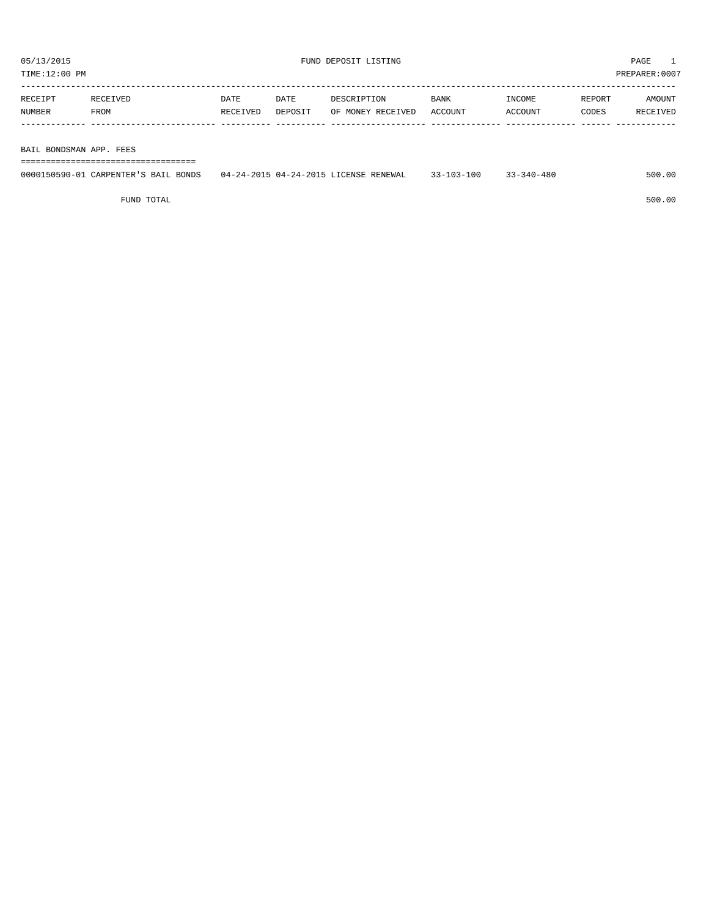05/13/2015 FUND DEPOSIT LISTING

TIME:12:00 PM PREPARER:0007

| RECEIPT NUMBER | RECEIVED FROM | DATE RECEIVED | DATE DEPOSIT | DESCRIPTION OF MONEY RECEIVED | BANK ACCOUNT | INCOME ACCOUNT | REPORT CODES | AMOUNT RECEIVED |
|---|---|---|---|---|---|---|---|---|
| **BAIL BONDSMAN APP. FEES** | | | | | | | | |
| 0000150590-01 | CARPENTER'S BAIL BONDS | 04-24-2015 | 04-24-2015 | LICENSE RENEWAL | 33-103-100 | 33-340-480 | | 500.00 |
| | FUND TOTAL | | | | | | | 500.00 |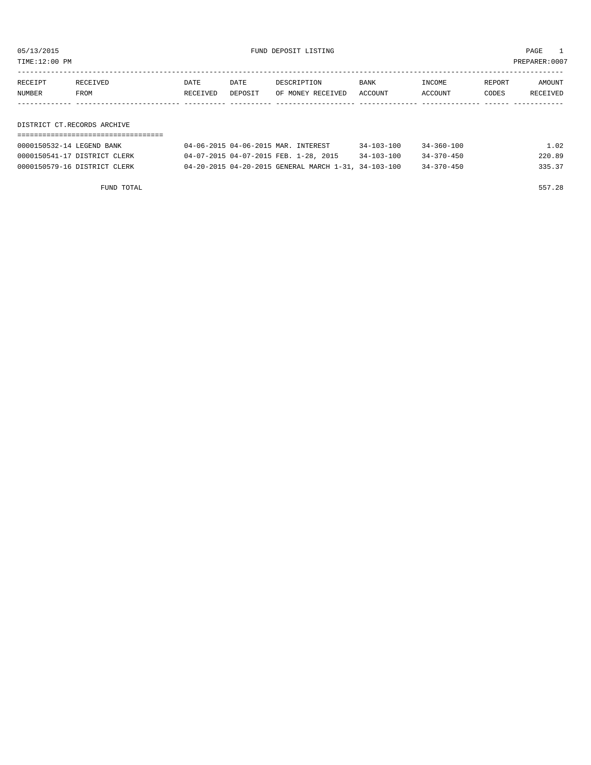05/13/2015 FUND DEPOSIT LISTING PAGE 1
TIME:12:00 PM PREPARER:0007

| RECEIPT NUMBER | RECEIVED FROM | DATE RECEIVED | DATE DEPOSIT | DESCRIPTION OF MONEY RECEIVED | BANK ACCOUNT | INCOME ACCOUNT | REPORT CODES | AMOUNT RECEIVED |
|---|---|---|---|---|---|---|---|---|
| **DISTRICT CT.RECORDS ARCHIVE** | | | | | | | | |
| 0000150532-14 | LEGEND BANK | 04-06-2015 | 04-06-2015 | MAR. INTEREST | 34-103-100 | 34-360-100 | | 1.02 |
| 0000150541-17 | DISTRICT CLERK | 04-07-2015 | 04-07-2015 | FEB. 1-28, 2015 | 34-103-100 | 34-370-450 | | 220.89 |
| 0000150579-16 | DISTRICT CLERK | 04-20-2015 | 04-20-2015 | GENERAL MARCH 1-31, | 34-103-100 | 34-370-450 | | 335.37 |
| | FUND TOTAL | | | | | | | 557.28 |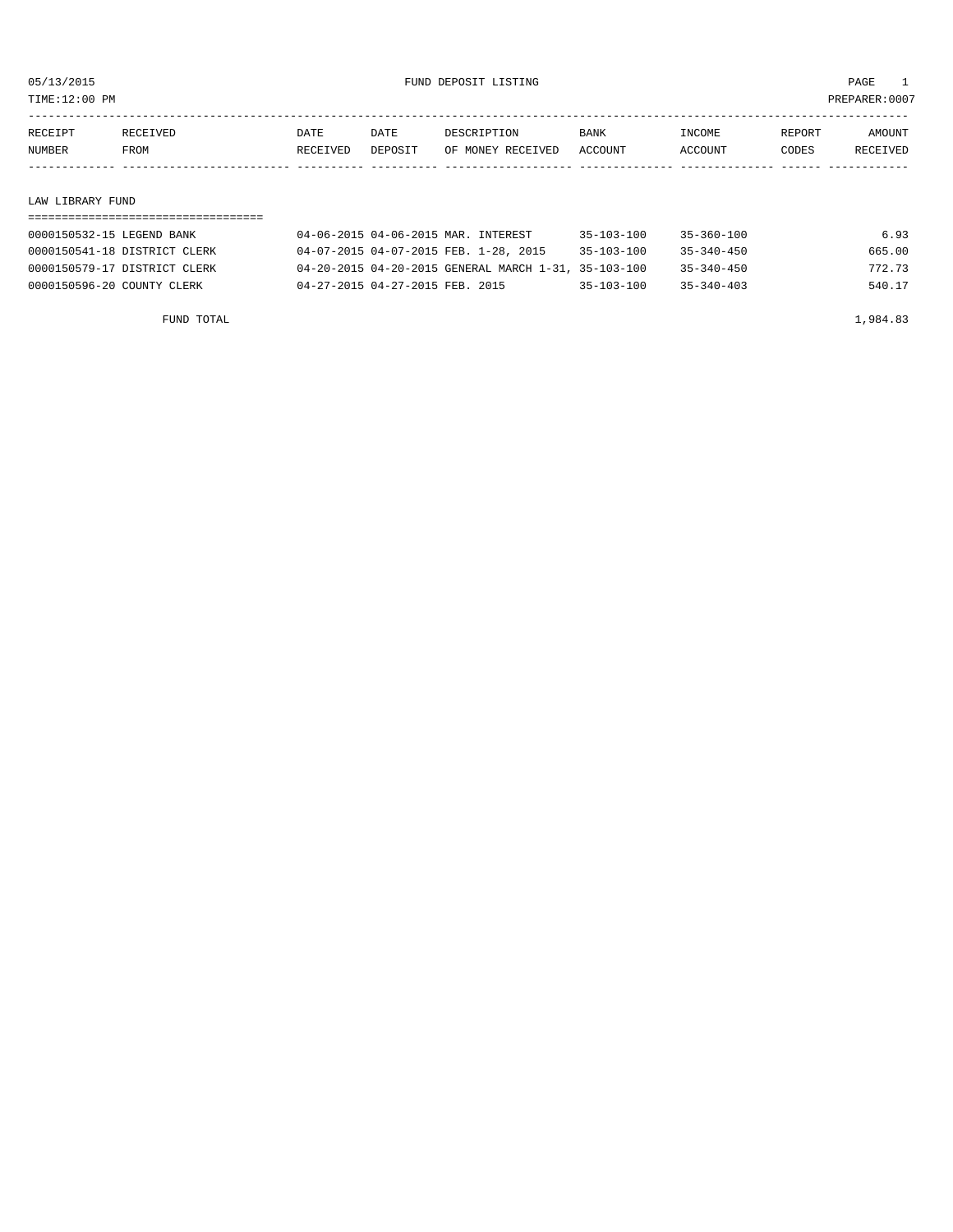05/13/2015 FUND DEPOSIT LISTING PAGE 1

TIME:12:00 PM PREPARER:0007

| RECEIPT NUMBER | RECEIVED FROM | DATE RECEIVED | DATE DEPOSIT | DESCRIPTION OF MONEY RECEIVED | BANK ACCOUNT | INCOME ACCOUNT | REPORT CODES | AMOUNT RECEIVED |
|---|---|---|---|---|---|---|---|---|
| **LAW LIBRARY FUND** | | | | | | | | |
| 0000150532-15 | LEGEND BANK | 04-06-2015 | 04-06-2015 | MAR. INTEREST | 35-103-100 | 35-360-100 | | 6.93 |
| 0000150541-18 | DISTRICT CLERK | 04-07-2015 | 04-07-2015 | FEB. 1-28, 2015 | 35-103-100 | 35-340-450 | | 665.00 |
| 0000150579-17 | DISTRICT CLERK | 04-20-2015 | 04-20-2015 | GENERAL MARCH 1-31, | 35-103-100 | 35-340-450 | | 772.73 |
| 0000150596-20 | COUNTY CLERK | 04-27-2015 | 04-27-2015 | FEB. 2015 | 35-103-100 | 35-340-403 | | 540.17 |
| | FUND TOTAL | | | | | | | 1,984.83 |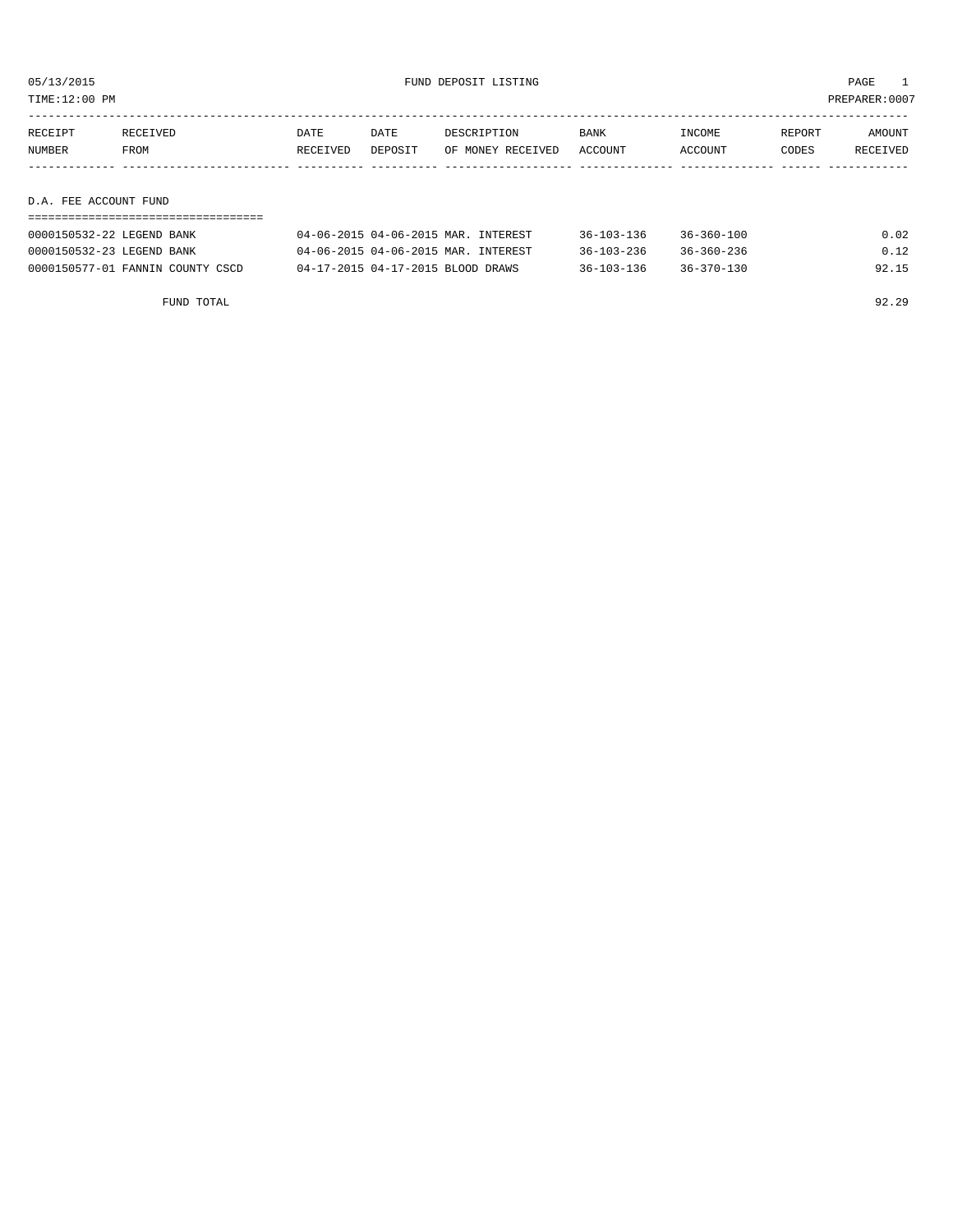05/13/2015 FUND DEPOSIT LISTING

TIME:12:00 PM PREPARER:0007

| RECEIPT NUMBER | RECEIVED FROM | DATE RECEIVED | DATE DEPOSIT | DESCRIPTION OF MONEY RECEIVED | BANK ACCOUNT | INCOME ACCOUNT | REPORT CODES | AMOUNT RECEIVED |
|---|---|---|---|---|---|---|---|---|
| **D.A. FEE ACCOUNT FUND** | | | | | | | | |
| 0000150532-22 | LEGEND BANK | 04-06-2015 | 04-06-2015 | MAR. INTEREST | 36-103-136 | 36-360-100 | | 0.02 |
| 0000150532-23 | LEGEND BANK | 04-06-2015 | 04-06-2015 | MAR. INTEREST | 36-103-236 | 36-360-236 | | 0.12 |
| 0000150577-01 | FANNIN COUNTY CSCD | 04-17-2015 | 04-17-2015 | BLOOD DRAWS | 36-103-136 | 36-370-130 | | 92.15 |
| | FUND TOTAL | | | | | | | 92.29 |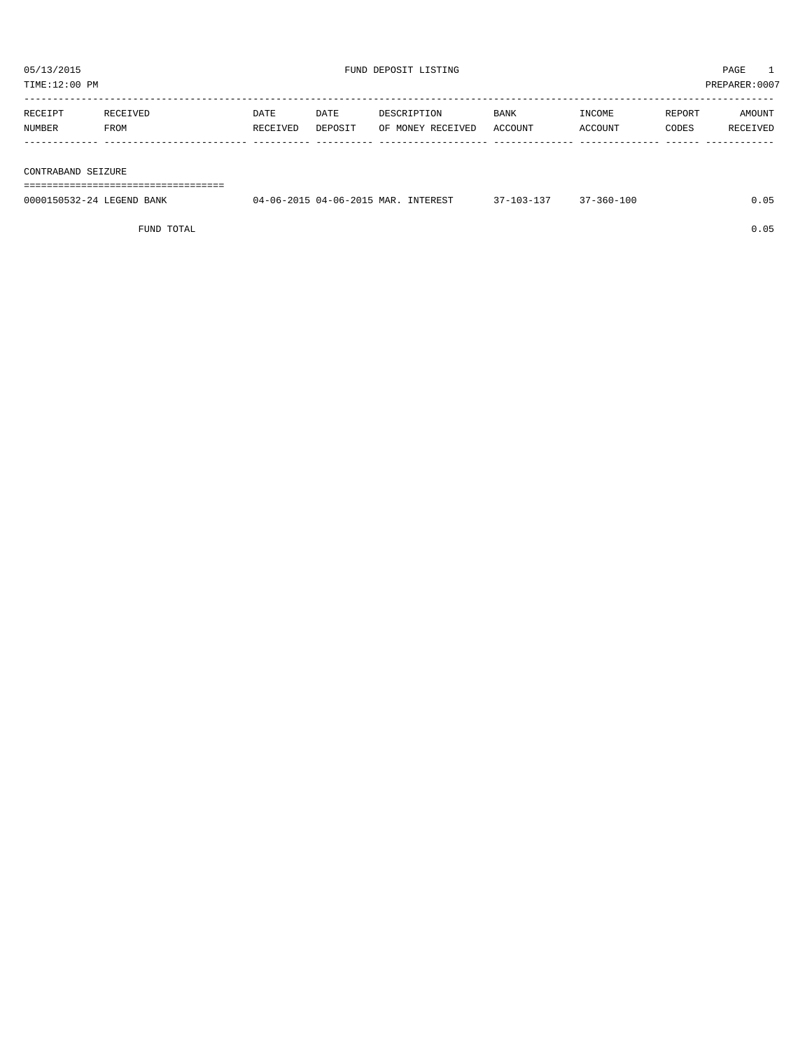05/13/2015 FUND DEPOSIT LISTING PAGE 1

TIME:12:00 PM PREPARER:0007

| RECEIPT NUMBER | RECEIVED FROM | DATE RECEIVED | DATE DEPOSIT | DESCRIPTION OF MONEY RECEIVED | BANK ACCOUNT | INCOME ACCOUNT | REPORT CODES | AMOUNT RECEIVED |
|---|---|---|---|---|---|---|---|---|
| **CONTRABAND SEIZURE** | | | | | | | | |
| 0000150532-24 | LEGEND BANK | 04-06-2015 | 04-06-2015 | MAR. INTEREST | 37-103-137 | 37-360-100 | | 0.05 |
| | FUND TOTAL | | | | | | | 0.05 |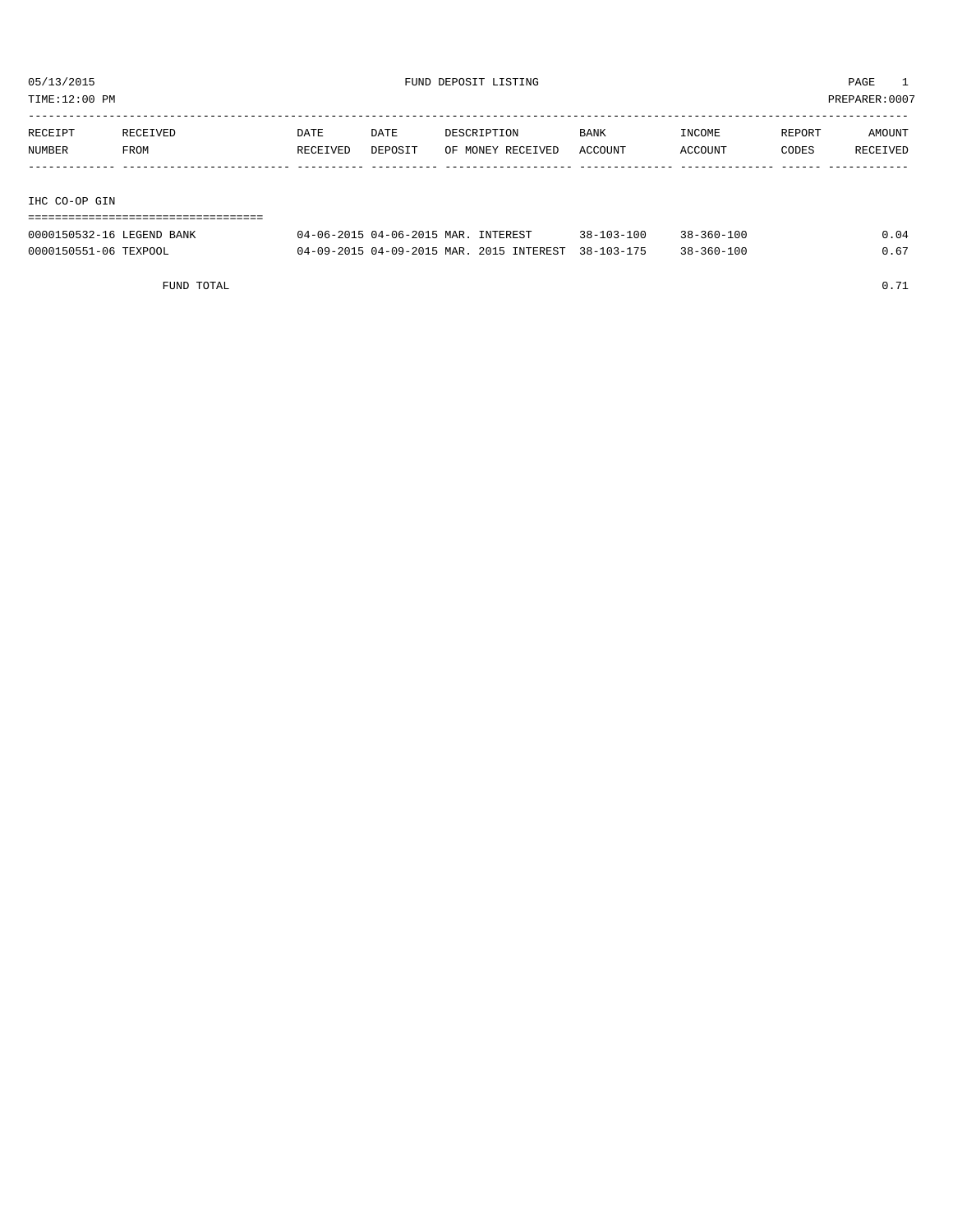05/13/2015 FUND DEPOSIT LISTING

TIME:12:00 PM PREPARER:0007

| RECEIPT NUMBER | RECEIVED FROM | DATE RECEIVED | DATE DEPOSIT | DESCRIPTION OF MONEY RECEIVED | BANK ACCOUNT | INCOME ACCOUNT | REPORT CODES | AMOUNT RECEIVED |
|---|---|---|---|---|---|---|---|---|
| **IHC CO-OP GIN** | | | | | | | | |
| 0000150532-16 | LEGEND BANK | 04-06-2015 | 04-06-2015 | MAR. INTEREST | 38-103-100 | 38-360-100 | | 0.04 |
| 0000150551-06 | TEXPOOL | 04-09-2015 | 04-09-2015 | MAR. 2015 INTEREST | 38-103-175 | 38-360-100 | | 0.67 |
| | FUND TOTAL | | | | | | | 0.71 |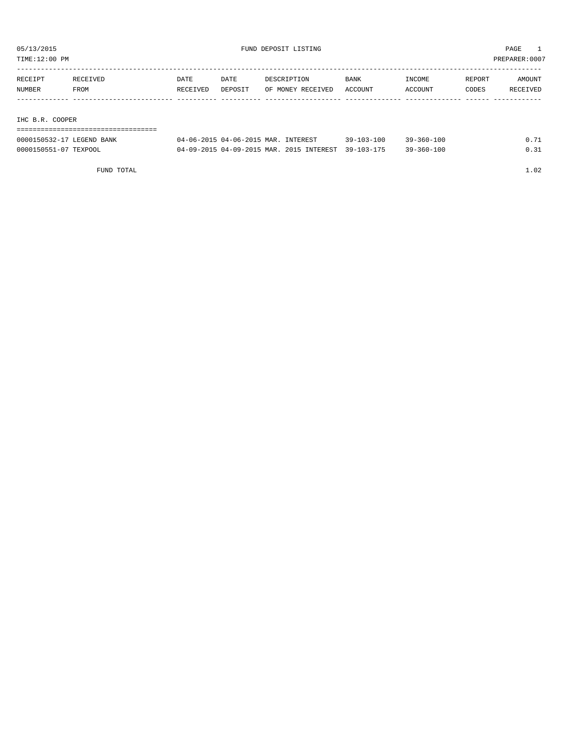05/13/2015 FUND DEPOSIT LISTING

TIME:12:00 PM PREPARER:0007

| RECEIPT NUMBER | RECEIVED FROM | DATE RECEIVED | DATE DEPOSIT | DESCRIPTION OF MONEY RECEIVED | BANK ACCOUNT | INCOME ACCOUNT | REPORT CODES | AMOUNT RECEIVED |
|---|---|---|---|---|---|---|---|---|
| **IHC B.R. COOPER** | | | | | | | | |
| 0000150532-17 | LEGEND BANK | 04-06-2015 | 04-06-2015 | MAR. INTEREST | 39-103-100 | 39-360-100 | | 0.71 |
| 0000150551-07 | TEXPOOL | 04-09-2015 | 04-09-2015 | MAR. 2015 INTEREST | 39-103-175 | 39-360-100 | | 0.31 |
| | FUND TOTAL | | | | | | | 1.02 |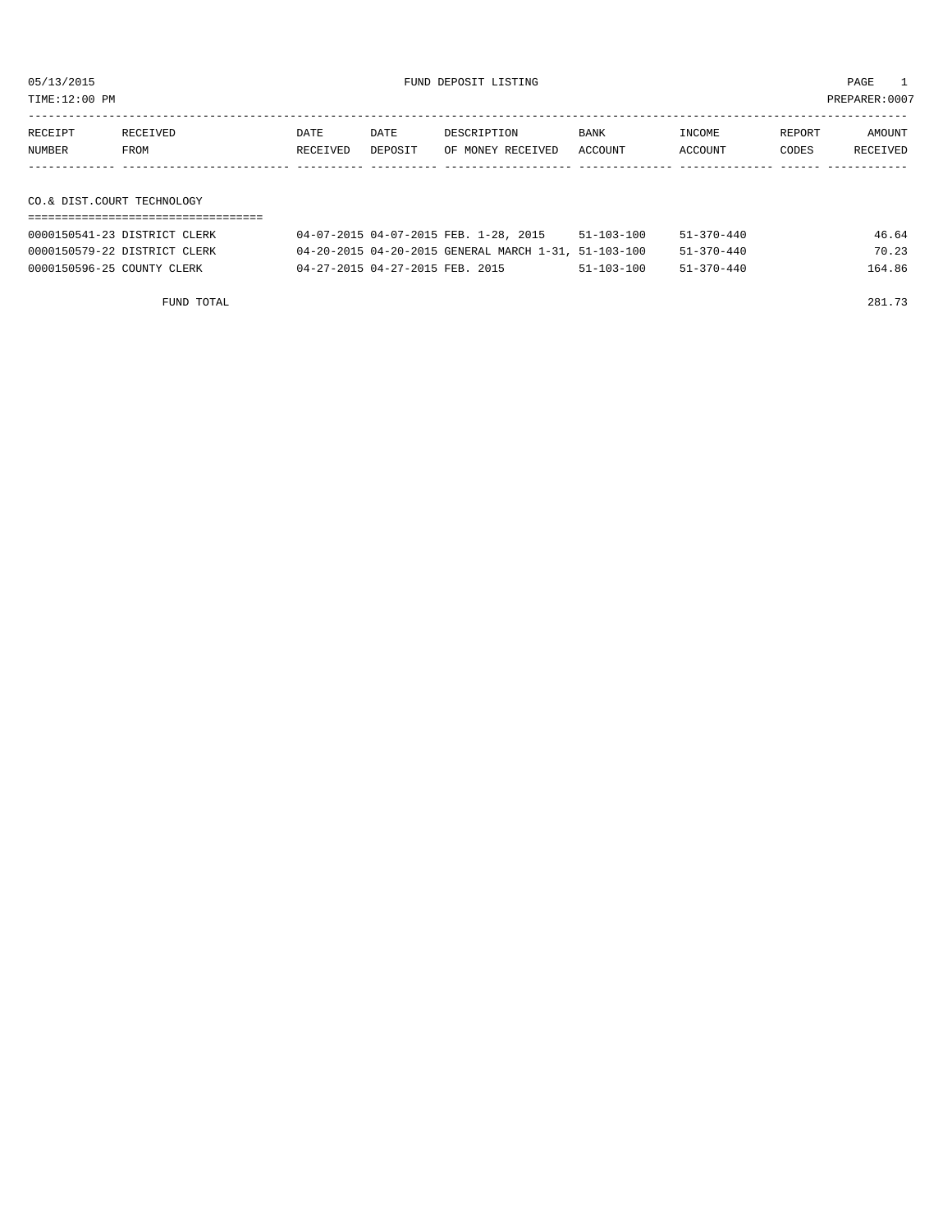05/13/2015 FUND DEPOSIT LISTING PAGE 1

TIME:12:00 PM PREPARER:0007

| RECEIPT NUMBER | RECEIVED FROM | DATE RECEIVED | DATE DEPOSIT | DESCRIPTION OF MONEY RECEIVED | BANK ACCOUNT | INCOME ACCOUNT | REPORT CODES | AMOUNT RECEIVED |
|---|---|---|---|---|---|---|---|---|

## CO.& DIST.COURT TECHNOLOGY

| RECEIPT NUMBER | RECEIVED FROM | DATE RECEIVED | DATE DEPOSIT | DESCRIPTION OF MONEY RECEIVED | BANK ACCOUNT | INCOME ACCOUNT | REPORT CODES | AMOUNT RECEIVED |
|---|---|---|---|---|---|---|---|---|
| 0000150541-23 | DISTRICT CLERK | 04-07-2015 | 04-07-2015 | FEB. 1-28, 2015 | 51-103-100 | 51-370-440 | | 46.64 |
| 0000150579-22 | DISTRICT CLERK | 04-20-2015 | 04-20-2015 | GENERAL MARCH 1-31, | 51-103-100 | 51-370-440 | | 70.23 |
| 0000150596-25 | COUNTY CLERK | 04-27-2015 | 04-27-2015 | FEB. 2015 | 51-103-100 | 51-370-440 | | 164.86 |
| | FUND TOTAL | | | | | | | 281.73 |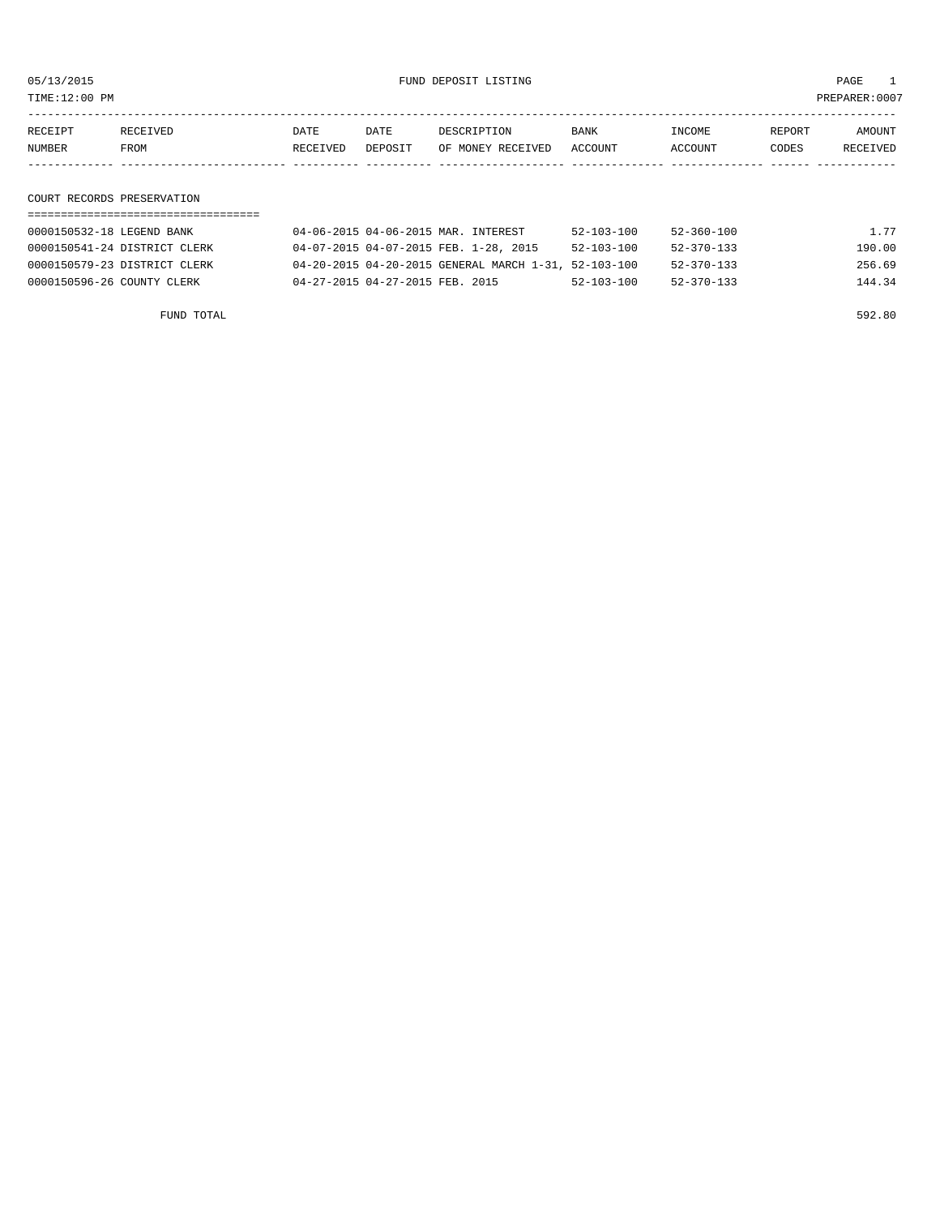05/13/2015 FUND DEPOSIT LISTING

TIME:12:00 PM PREPARER:0007

| RECEIPT NUMBER | RECEIVED FROM | DATE RECEIVED | DATE DEPOSIT | DESCRIPTION OF MONEY RECEIVED | BANK ACCOUNT | INCOME ACCOUNT | REPORT CODES | AMOUNT RECEIVED |
|---|---|---|---|---|---|---|---|---|

## COURT RECORDS PRESERVATION

| RECEIPT NUMBER | RECEIVED FROM | DATE RECEIVED | DATE DEPOSIT | DESCRIPTION OF MONEY RECEIVED | BANK ACCOUNT | INCOME ACCOUNT | REPORT CODES | AMOUNT RECEIVED |
|---|---|---|---|---|---|---|---|---|
| 0000150532-18 | LEGEND BANK | 04-06-2015 | 04-06-2015 | MAR. INTEREST | 52-103-100 | 52-360-100 | | 1.77 |
| 0000150541-24 | DISTRICT CLERK | 04-07-2015 | 04-07-2015 | FEB. 1-28, 2015 | 52-103-100 | 52-370-133 | | 190.00 |
| 0000150579-23 | DISTRICT CLERK | 04-20-2015 | 04-20-2015 | GENERAL MARCH 1-31, | 52-103-100 | 52-370-133 | | 256.69 |
| 0000150596-26 | COUNTY CLERK | 04-27-2015 | 04-27-2015 | FEB. 2015 | 52-103-100 | 52-370-133 | | 144.34 |
| | FUND TOTAL | | | | | | | 592.80 |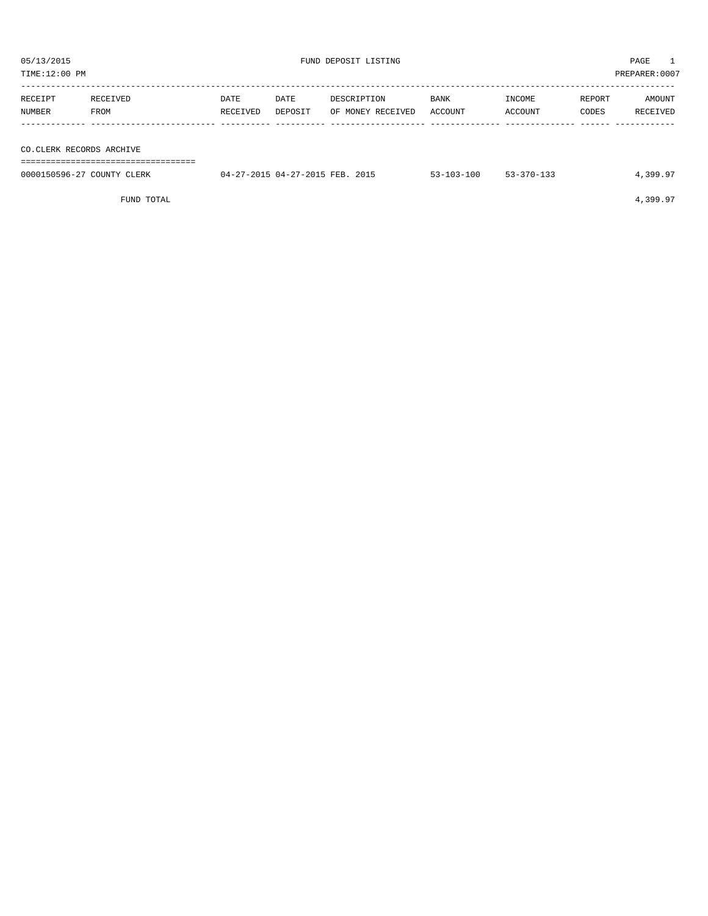05/13/2015 FUND DEPOSIT LISTING PAGE 1

TIME:12:00 PM PREPARER:0007

| RECEIPT NUMBER | RECEIVED FROM | DATE RECEIVED | DATE DEPOSIT | DESCRIPTION OF MONEY RECEIVED | BANK ACCOUNT | INCOME ACCOUNT | REPORT CODES | AMOUNT RECEIVED |
|---|---|---|---|---|---|---|---|---|
| **CO.CLERK RECORDS ARCHIVE** | | | | | | | | |
| 0000150596-27 | COUNTY CLERK | 04-27-2015 | 04-27-2015 | FEB. 2015 | 53-103-100 | 53-370-133 | | 4,399.97 |
| | FUND TOTAL | | | | | | | 4,399.97 |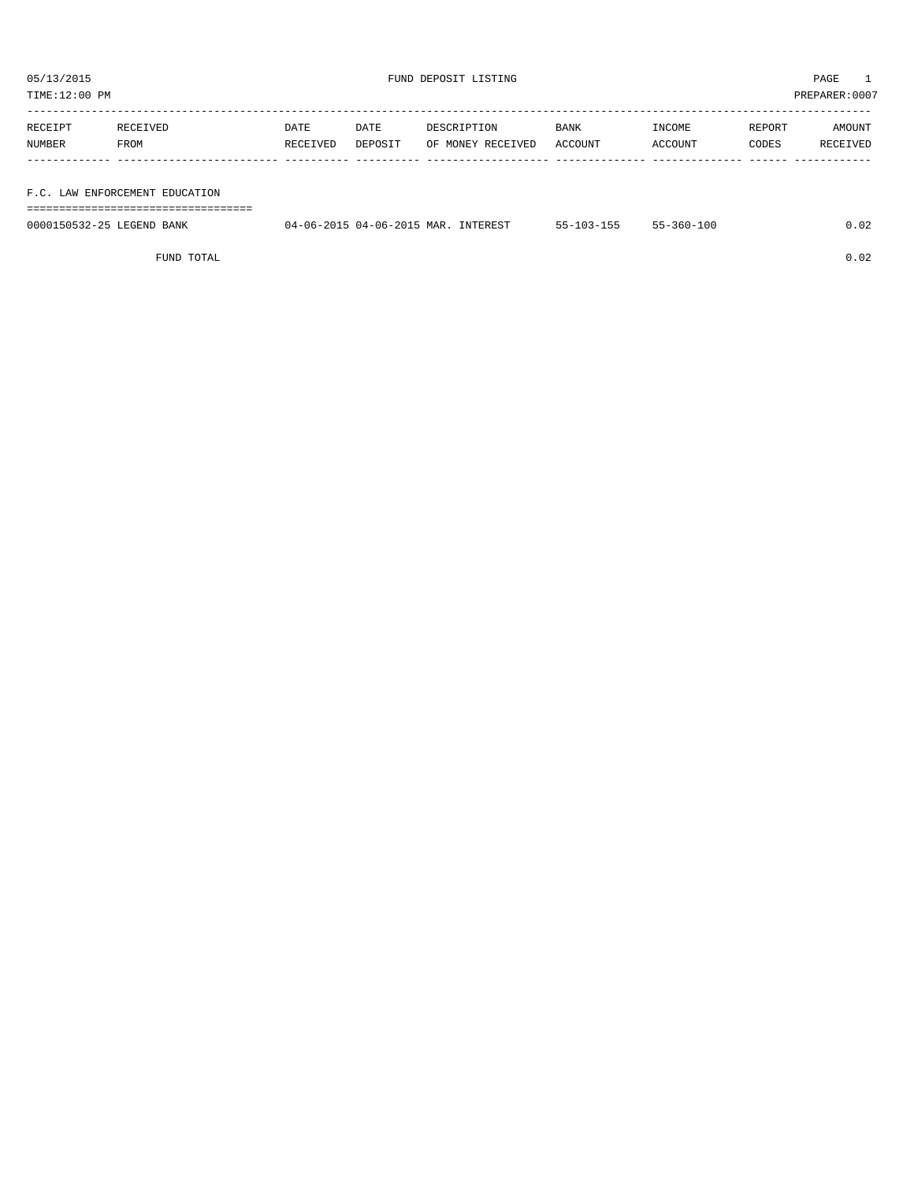05/13/2015 FUND DEPOSIT LISTING

TIME:12:00 PM PREPARER:0007

| RECEIPT NUMBER | RECEIVED FROM | DATE RECEIVED | DATE DEPOSIT | DESCRIPTION OF MONEY RECEIVED | BANK ACCOUNT | INCOME ACCOUNT | REPORT CODES | AMOUNT RECEIVED |
|---|---|---|---|---|---|---|---|---|
| **F.C. LAW ENFORCEMENT EDUCATION** | | | | | | | | |
| 0000150532-25 | LEGEND BANK | 04-06-2015 | 04-06-2015 | MAR. INTEREST | 55-103-155 | 55-360-100 | | 0.02 |
| | FUND TOTAL | | | | | | | 0.02 |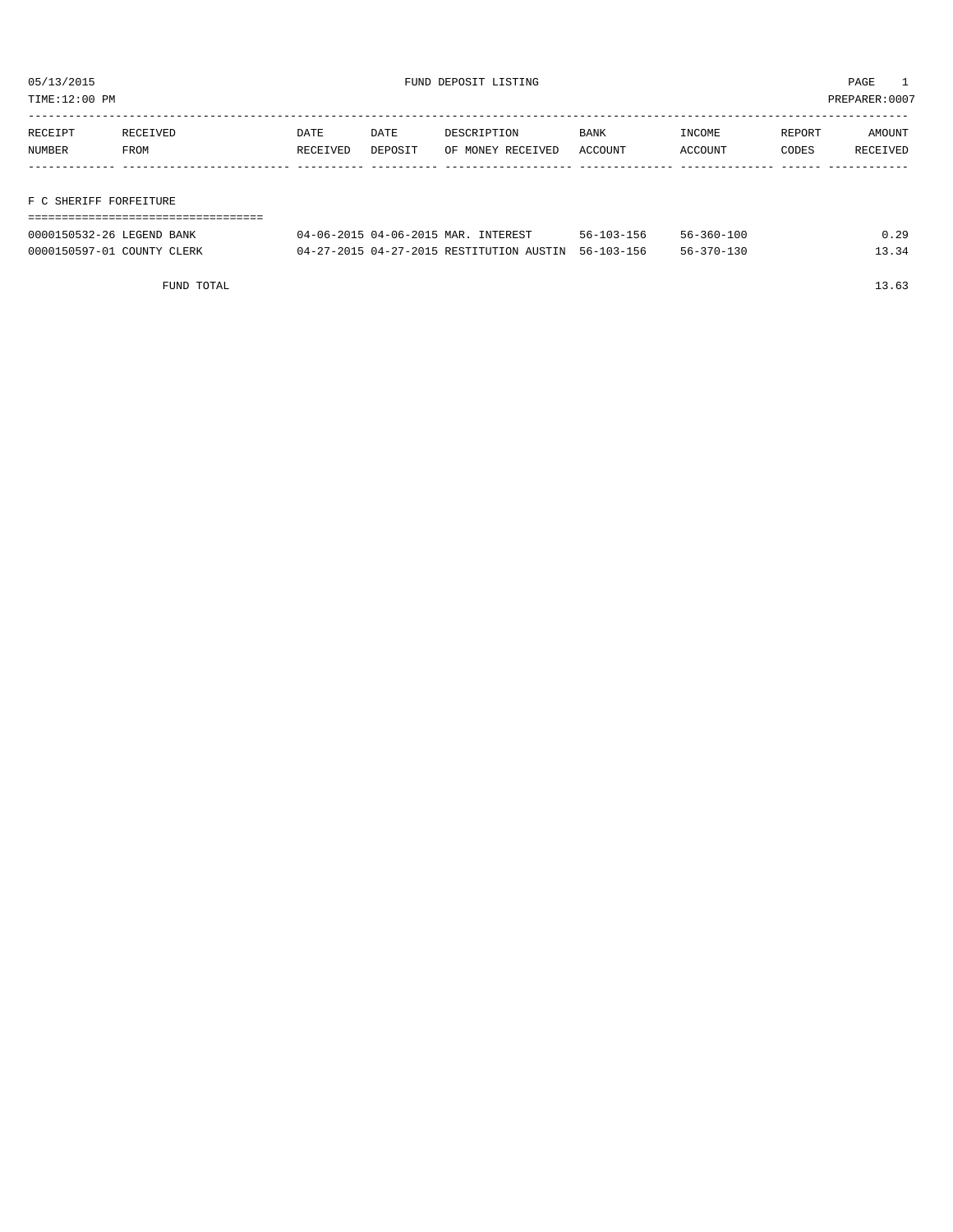05/13/2015 FUND DEPOSIT LISTING PAGE 1

TIME:12:00 PM PREPARER:0007

| RECEIPT NUMBER | RECEIVED FROM | DATE RECEIVED | DATE DEPOSIT | DESCRIPTION OF MONEY RECEIVED | BANK ACCOUNT | INCOME ACCOUNT | REPORT CODES | AMOUNT RECEIVED |
|---|---|---|---|---|---|---|---|---|
| **F C SHERIFF FORFEITURE** | | | | | | | | |
| 0000150532-26 | LEGEND BANK | 04-06-2015 | 04-06-2015 | MAR. INTEREST | 56-103-156 | 56-360-100 | | 0.29 |
| 0000150597-01 | COUNTY CLERK | 04-27-2015 | 04-27-2015 | RESTITUTION AUSTIN | 56-103-156 | 56-370-130 | | 13.34 |
| | FUND TOTAL | | | | | | | 13.63 |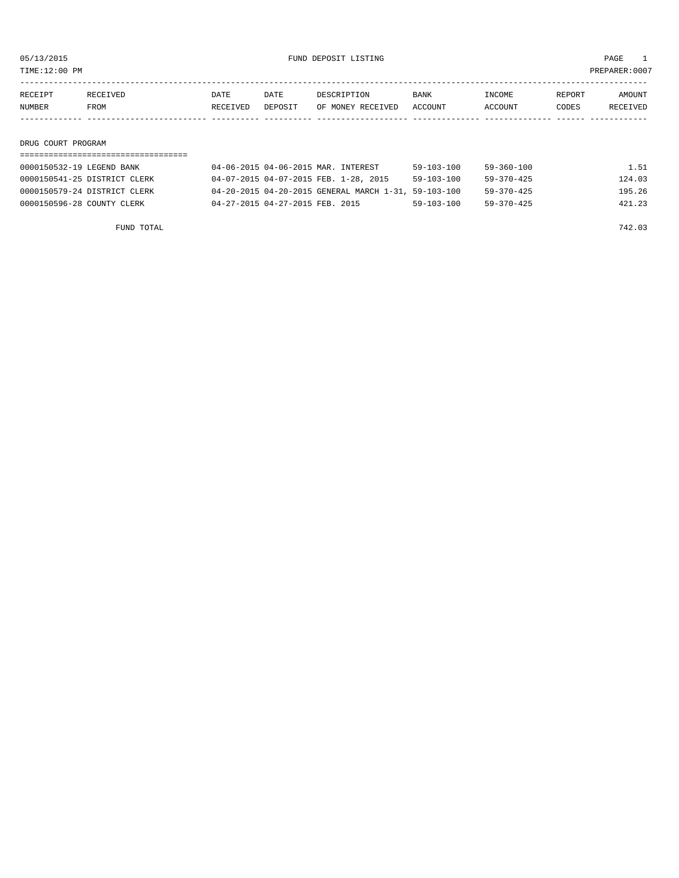# FUND DEPOSIT LISTING

05/13/2015
TIME:12:00 PM

PREPARER:0007

| RECEIPT NUMBER | RECEIVED FROM | DATE RECEIVED | DATE DEPOSIT | DESCRIPTION OF MONEY RECEIVED | BANK ACCOUNT | INCOME ACCOUNT | REPORT CODES | AMOUNT RECEIVED |
|---|---|---|---|---|---|---|---|---|

## DRUG COURT PROGRAM

| RECEIPT NUMBER | RECEIVED FROM | DATE RECEIVED | DATE DEPOSIT | DESCRIPTION OF MONEY RECEIVED | BANK ACCOUNT | INCOME ACCOUNT | REPORT CODES | AMOUNT RECEIVED |
|---|---|---|---|---|---|---|---|---|
| 0000150532-19 | LEGEND BANK | 04-06-2015 | 04-06-2015 | MAR. INTEREST | 59-103-100 | 59-360-100 | | 1.51 |
| 0000150541-25 | DISTRICT CLERK | 04-07-2015 | 04-07-2015 | FEB. 1-28, 2015 | 59-103-100 | 59-370-425 | | 124.03 |
| 0000150579-24 | DISTRICT CLERK | 04-20-2015 | 04-20-2015 | GENERAL MARCH 1-31, | 59-103-100 | 59-370-425 | | 195.26 |
| 0000150596-28 | COUNTY CLERK | 04-27-2015 | 04-27-2015 | FEB. 2015 | 59-103-100 | 59-370-425 | | 421.23 |
| | FUND TOTAL | | | | | | | 742.03 |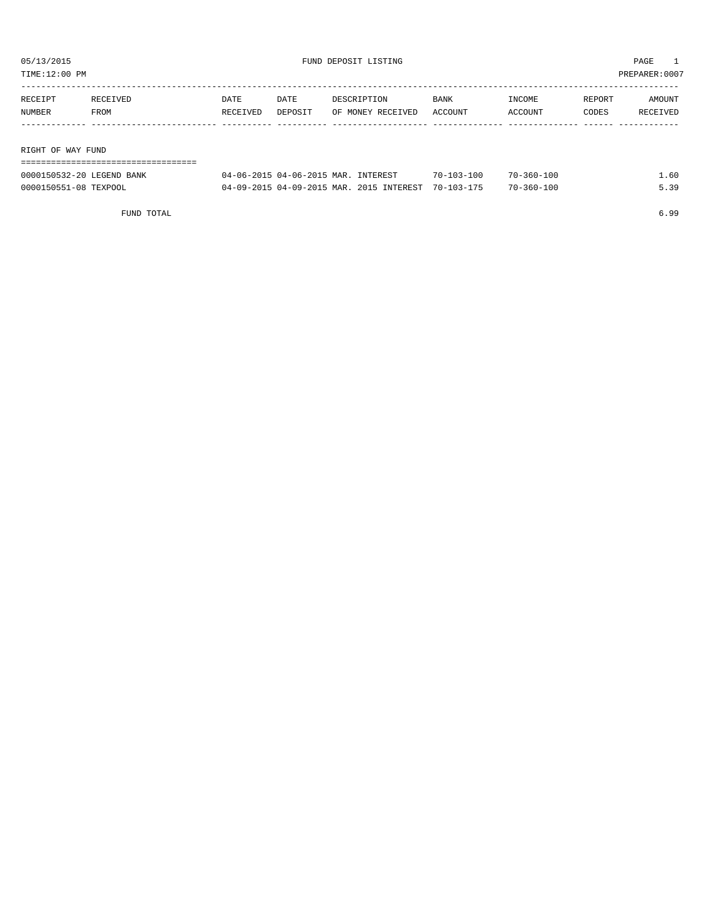05/13/2015 FUND DEPOSIT LISTING PAGE 1

TIME:12:00 PM PREPARER:0007

| RECEIPT NUMBER | RECEIVED FROM | DATE RECEIVED | DATE DEPOSIT | DESCRIPTION OF MONEY RECEIVED | BANK ACCOUNT | INCOME ACCOUNT | REPORT CODES | AMOUNT RECEIVED |
|---|---|---|---|---|---|---|---|---|
| **RIGHT OF WAY FUND** | | | | | | | | |
| 0000150532-20 | LEGEND BANK | 04-06-2015 | 04-06-2015 | MAR. INTEREST | 70-103-100 | 70-360-100 | | 1.60 |
| 0000150551-08 | TEXPOOL | 04-09-2015 | 04-09-2015 | MAR. 2015 INTEREST | 70-103-175 | 70-360-100 | | 5.39 |
| | FUND TOTAL | | | | | | | 6.99 |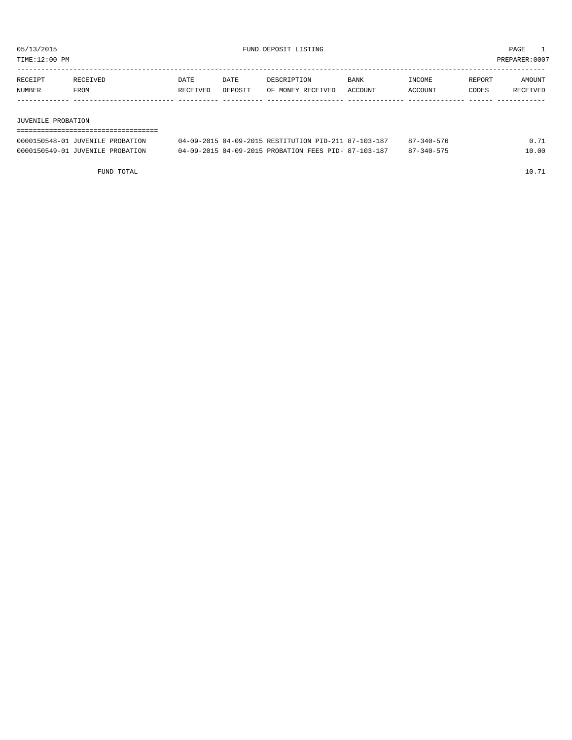05/13/2015 FUND DEPOSIT LISTING PAGE 1
TIME:12:00 PM PREPARER:0007

| RECEIPT NUMBER | RECEIVED FROM | DATE RECEIVED | DATE DEPOSIT | DESCRIPTION OF MONEY RECEIVED | BANK ACCOUNT | INCOME ACCOUNT | REPORT CODES | AMOUNT RECEIVED |
|---|---|---|---|---|---|---|---|---|
| **JUVENILE PROBATION** | | | | | | | | |
| 0000150548-01 | JUVENILE PROBATION | 04-09-2015 | 04-09-2015 | RESTITUTION PID-211 | 87-103-187 | 87-340-576 | | 0.71 |
| 0000150549-01 | JUVENILE PROBATION | 04-09-2015 | 04-09-2015 | PROBATION FEES PID- | 87-103-187 | 87-340-575 | | 10.00 |
| | FUND TOTAL | | | | | | | 10.71 |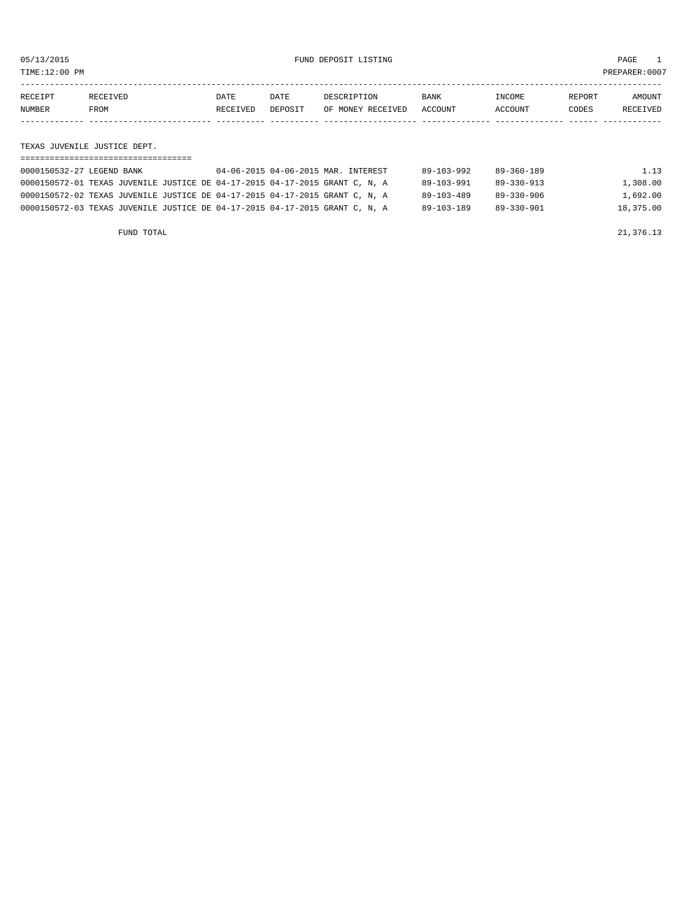05/13/2015 FUND DEPOSIT LISTING

TIME:12:00 PM PREPARER:0007

| RECEIPT NUMBER | RECEIVED FROM | DATE RECEIVED | DATE DEPOSIT | DESCRIPTION OF MONEY RECEIVED | BANK ACCOUNT | INCOME ACCOUNT | REPORT CODES | AMOUNT RECEIVED |
|---|---|---|---|---|---|---|---|---|
| **TEXAS JUVENILE JUSTICE DEPT.** | | | | | | | | |
| 0000150532-27 | LEGEND BANK | 04-06-2015 | 04-06-2015 | MAR. INTEREST | 89-103-992 | 89-360-189 | | 1.13 |
| 0000150572-01 | TEXAS JUVENILE JUSTICE DE | 04-17-2015 | 04-17-2015 | GRANT C, N, A | 89-103-991 | 89-330-913 | | 1,308.00 |
| 0000150572-02 | TEXAS JUVENILE JUSTICE DE | 04-17-2015 | 04-17-2015 | GRANT C, N, A | 89-103-489 | 89-330-906 | | 1,692.00 |
| 0000150572-03 | TEXAS JUVENILE JUSTICE DE | 04-17-2015 | 04-17-2015 | GRANT C, N, A | 89-103-189 | 89-330-901 | | 18,375.00 |
| | FUND TOTAL | | | | | | | 21,376.13 |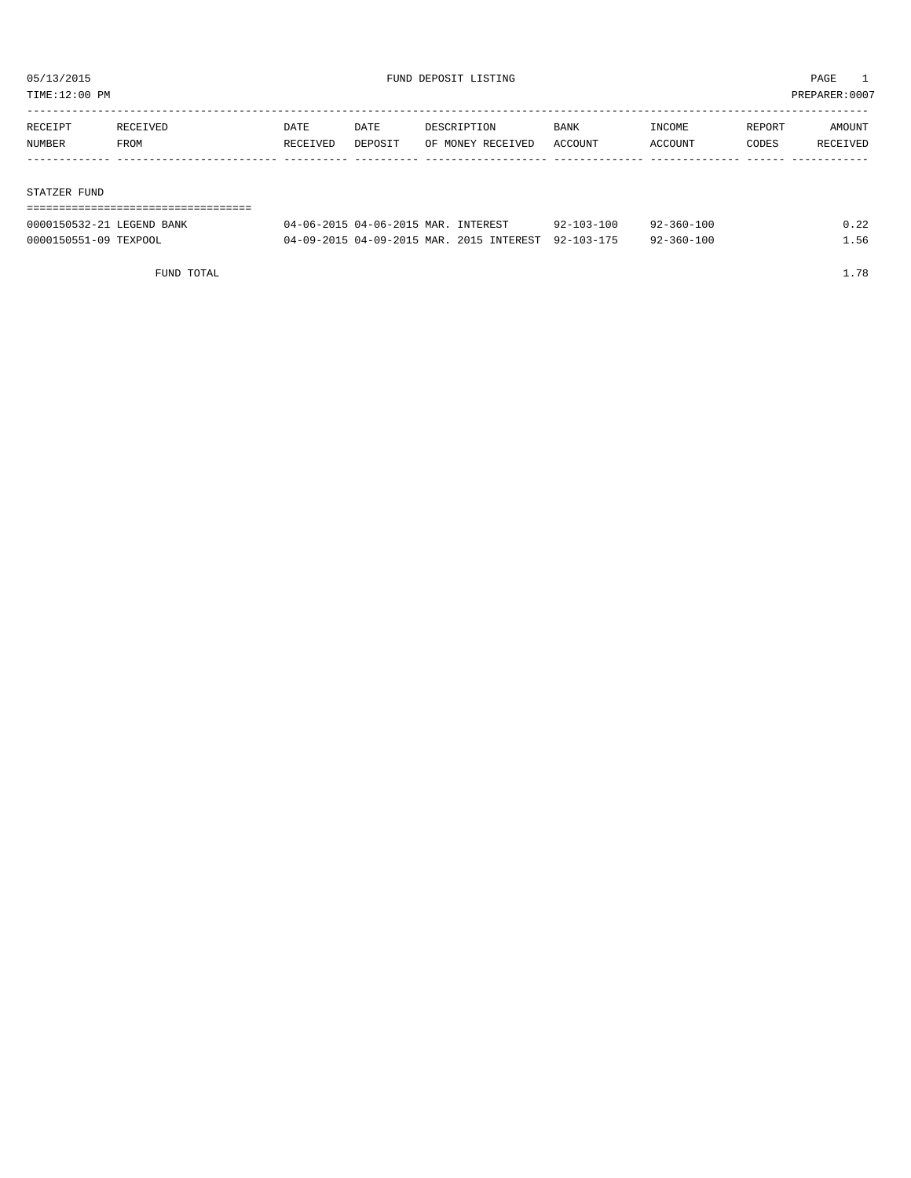05/13/2015 FUND DEPOSIT LISTING PAGE 1

TIME:12:00 PM PREPARER:0007

| RECEIPT NUMBER | RECEIVED FROM | DATE RECEIVED | DATE DEPOSIT | DESCRIPTION OF MONEY RECEIVED | BANK ACCOUNT | INCOME ACCOUNT | REPORT CODES | AMOUNT RECEIVED |
|---|---|---|---|---|---|---|---|---|
| **STATZER FUND** | | | | | | | | |
| 0000150532-21 | LEGEND BANK | 04-06-2015 | 04-06-2015 | MAR. INTEREST | 92-103-100 | 92-360-100 | | 0.22 |
| 0000150551-09 | TEXPOOL | 04-09-2015 | 04-09-2015 | MAR. 2015 INTEREST | 92-103-175 | 92-360-100 | | 1.56 |
| | FUND TOTAL | | | | | | | 1.78 |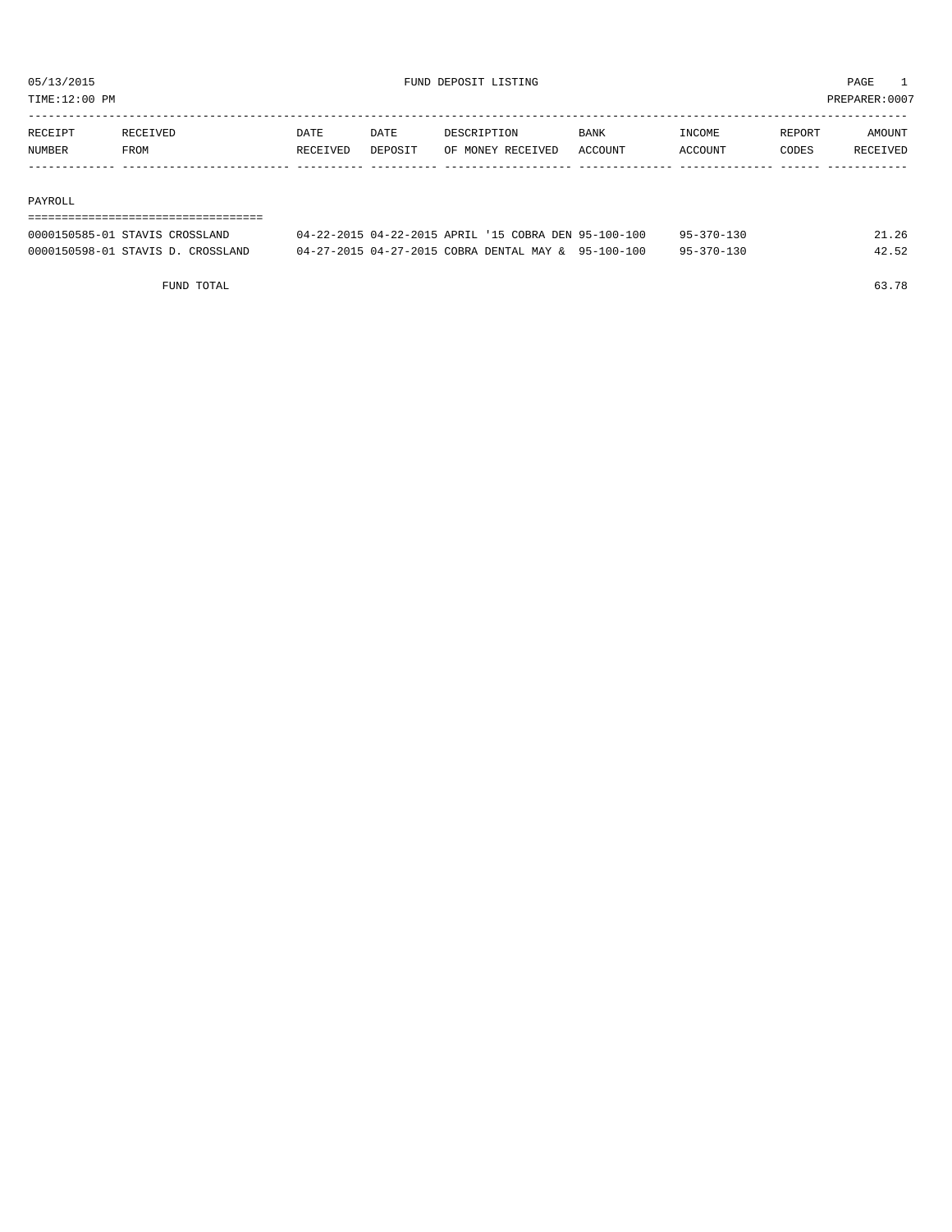05/13/2015 FUND DEPOSIT LISTING PAGE 1

TIME:12:00 PM PREPARER:0007

| RECEIPT NUMBER | RECEIVED FROM | DATE RECEIVED | DATE DEPOSIT | DESCRIPTION OF MONEY RECEIVED | BANK ACCOUNT | INCOME ACCOUNT | REPORT CODES | AMOUNT RECEIVED |
|---|---|---|---|---|---|---|---|---|
| **PAYROLL** | | | | | | | | |
| 0000150585-01 | STAVIS CROSSLAND | 04-22-2015 | 04-22-2015 | APRIL '15 COBRA DEN | 95-100-100 | 95-370-130 | | 21.26 |
| 0000150598-01 | STAVIS D. CROSSLAND | 04-27-2015 | 04-27-2015 | COBRA DENTAL MAY & | 95-100-100 | 95-370-130 | | 42.52 |
| | FUND TOTAL | | | | | | | 63.78 |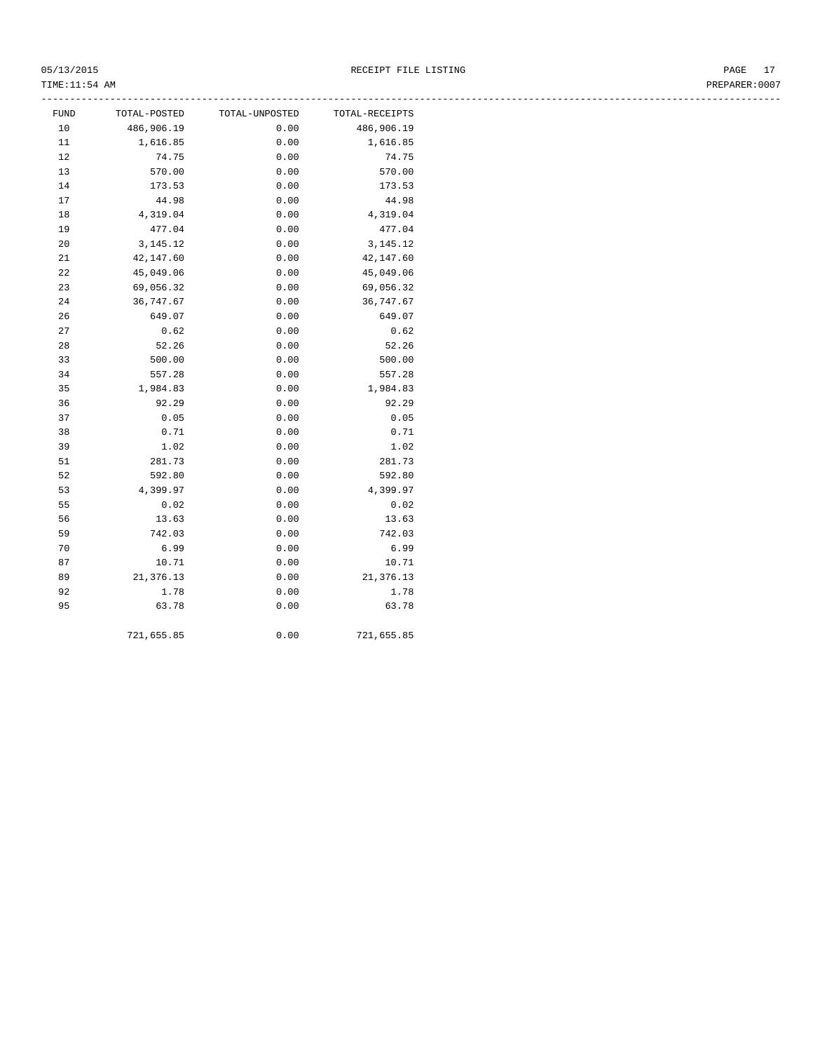05/13/2015 RECEIPT FILE LISTING

TIME:11:54 AM PREPARER:0007

| FUND | TOTAL-POSTED | TOTAL-UNPOSTED | TOTAL-RECEIPTS |
|---|---|---|---|
| 10 | 486,906.19 | 0.00 | 486,906.19 |
| 11 | 1,616.85 | 0.00 | 1,616.85 |
| 12 | 74.75 | 0.00 | 74.75 |
| 13 | 570.00 | 0.00 | 570.00 |
| 14 | 173.53 | 0.00 | 173.53 |
| 17 | 44.98 | 0.00 | 44.98 |
| 18 | 4,319.04 | 0.00 | 4,319.04 |
| 19 | 477.04 | 0.00 | 477.04 |
| 20 | 3,145.12 | 0.00 | 3,145.12 |
| 21 | 42,147.60 | 0.00 | 42,147.60 |
| 22 | 45,049.06 | 0.00 | 45,049.06 |
| 23 | 69,056.32 | 0.00 | 69,056.32 |
| 24 | 36,747.67 | 0.00 | 36,747.67 |
| 26 | 649.07 | 0.00 | 649.07 |
| 27 | 0.62 | 0.00 | 0.62 |
| 28 | 52.26 | 0.00 | 52.26 |
| 33 | 500.00 | 0.00 | 500.00 |
| 34 | 557.28 | 0.00 | 557.28 |
| 35 | 1,984.83 | 0.00 | 1,984.83 |
| 36 | 92.29 | 0.00 | 92.29 |
| 37 | 0.05 | 0.00 | 0.05 |
| 38 | 0.71 | 0.00 | 0.71 |
| 39 | 1.02 | 0.00 | 1.02 |
| 51 | 281.73 | 0.00 | 281.73 |
| 52 | 592.80 | 0.00 | 592.80 |
| 53 | 4,399.97 | 0.00 | 4,399.97 |
| 55 | 0.02 | 0.00 | 0.02 |
| 56 | 13.63 | 0.00 | 13.63 |
| 59 | 742.03 | 0.00 | 742.03 |
| 70 | 6.99 | 0.00 | 6.99 |
| 87 | 10.71 | 0.00 | 10.71 |
| 89 | 21,376.13 | 0.00 | 21,376.13 |
| 92 | 1.78 | 0.00 | 1.78 |
| 95 | 63.78 | 0.00 | 63.78 |
| | 721,655.85 | 0.00 | 721,655.85 |